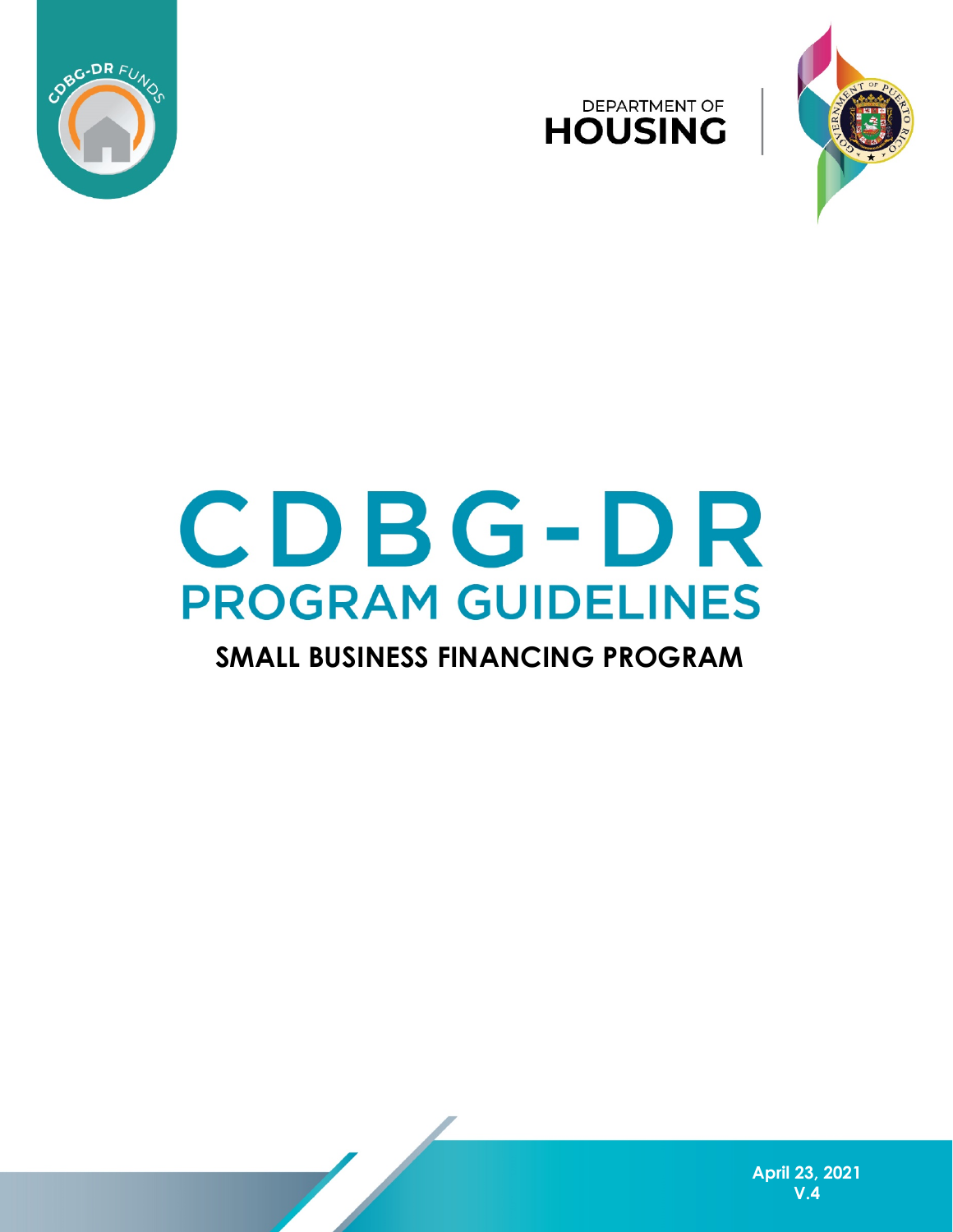CDBG-DR FUNDS

DEPARTMENT OF
HOUSING

# CDBG-DR
## PROGRAM GUIDELINES

### SMALL BUSINESS FINANCING PROGRAM

April 23, 2021
V.4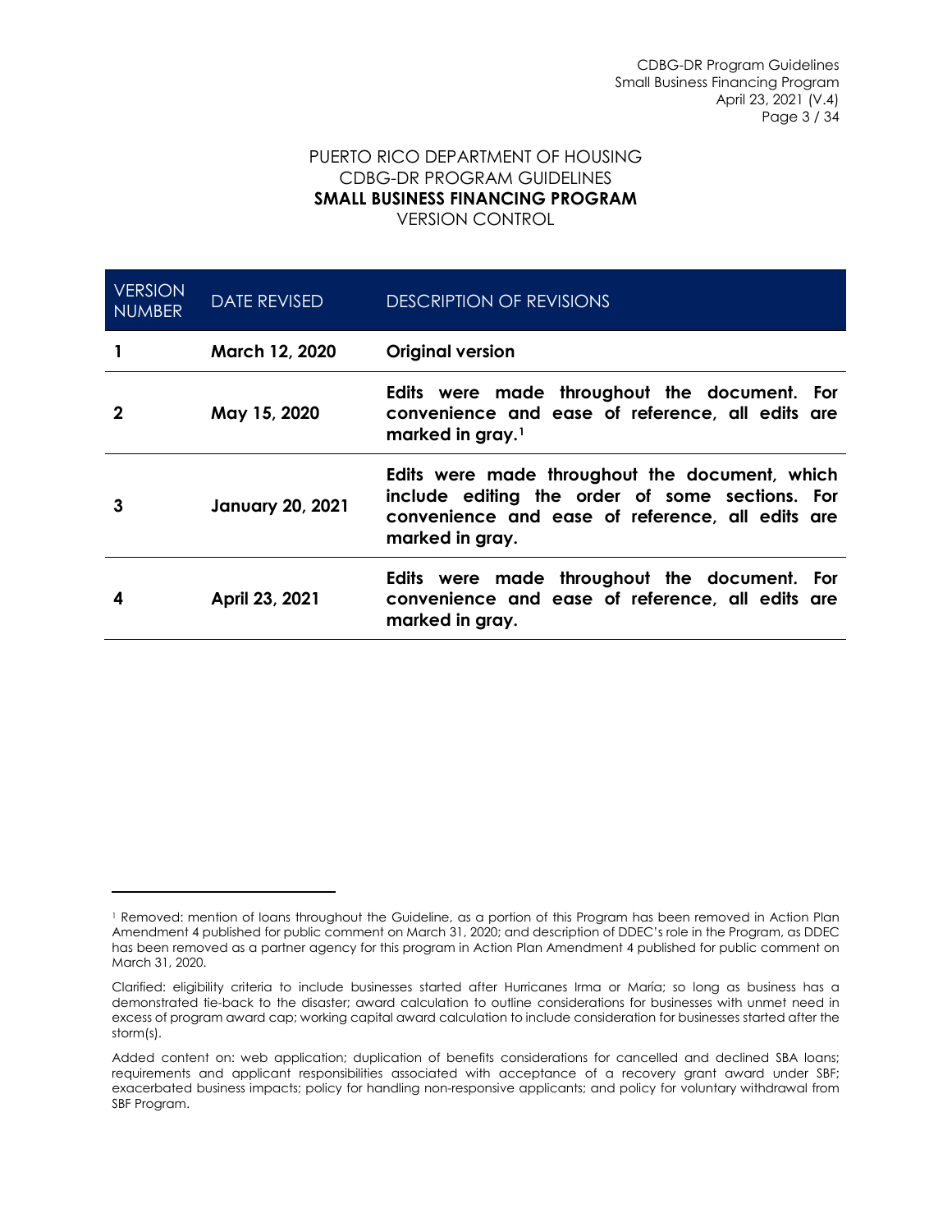PUERTO RICO DEPARTMENT OF HOUSING
CDBG-DR PROGRAM GUIDELINES
**SMALL BUSINESS FINANCING PROGRAM**
VERSION CONTROL

| VERSION NUMBER | DATE REVISED | DESCRIPTION OF REVISIONS |
|---|---|---|
| **1** | **March 12, 2020** | **Original version** |
| **2** | **May 15, 2020** | **Edits were made throughout the document. For convenience and ease of reference, all edits are marked in gray.[1]** |
| **3** | **January 20, 2021** | **Edits were made throughout the document, which include editing the order of some sections. For convenience and ease of reference, all edits are marked in gray.** |
| **4** | **April 23, 2021** | **Edits were made throughout the document. For convenience and ease of reference, all edits are marked in gray.** |

---

[1] Removed: mention of loans throughout the Guideline, as a portion of this Program has been removed in Action Plan Amendment 4 published for public comment on March 31, 2020; and description of DDEC's role in the Program, as DDEC has been removed as a partner agency for this program in Action Plan Amendment 4 published for public comment on March 31, 2020.

Clarified: eligibility criteria to include businesses started after Hurricanes Irma or María; so long as business has a demonstrated tie-back to the disaster; award calculation to outline considerations for businesses with unmet need in excess of program award cap; working capital award calculation to include consideration for businesses started after the storm(s).

Added content on: web application; duplication of benefits considerations for cancelled and declined SBA loans; requirements and applicant responsibilities associated with acceptance of a recovery grant award under SBF; exacerbated business impacts; policy for handling non-responsive applicants; and policy for voluntary withdrawal from SBF Program.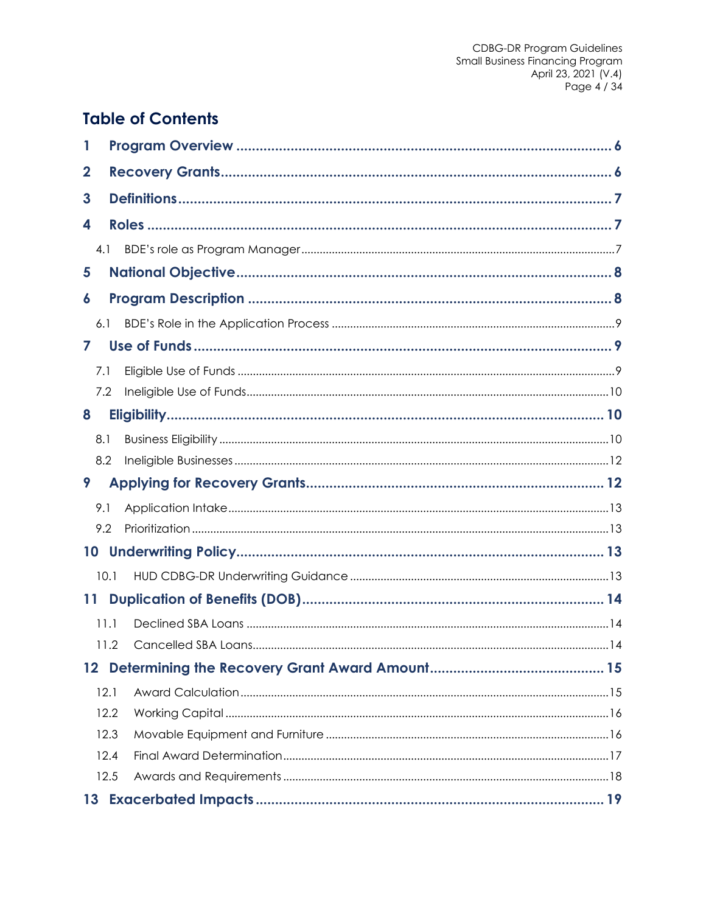## Table of Contents

1 Program Overview ..... 6

2 Recovery Grants ..... 6

3 Definitions ..... 7

4 Roles ..... 7

- 4.1 BDE's role as Program Manager ..... 7

5 National Objective ..... 8

6 Program Description ..... 8

- 6.1 BDE's Role in the Application Process ..... 9

7 Use of Funds ..... 9

- 7.1 Eligible Use of Funds ..... 9
- 7.2 Ineligible Use of Funds ..... 10

8 Eligibility ..... 10

- 8.1 Business Eligibility ..... 10
- 8.2 Ineligible Businesses ..... 12

9 Applying for Recovery Grants ..... 12

- 9.1 Application Intake ..... 13
- 9.2 Prioritization ..... 13

10 Underwriting Policy ..... 13

- 10.1 HUD CDBG-DR Underwriting Guidance ..... 13

11 Duplication of Benefits (DOB) ..... 14

- 11.1 Declined SBA Loans ..... 14
- 11.2 Cancelled SBA Loans ..... 14

12 Determining the Recovery Grant Award Amount ..... 15

- 12.1 Award Calculation ..... 15
- 12.2 Working Capital ..... 16
- 12.3 Movable Equipment and Furniture ..... 16
- 12.4 Final Award Determination ..... 17
- 12.5 Awards and Requirements ..... 18

13 Exacerbated Impacts ..... 19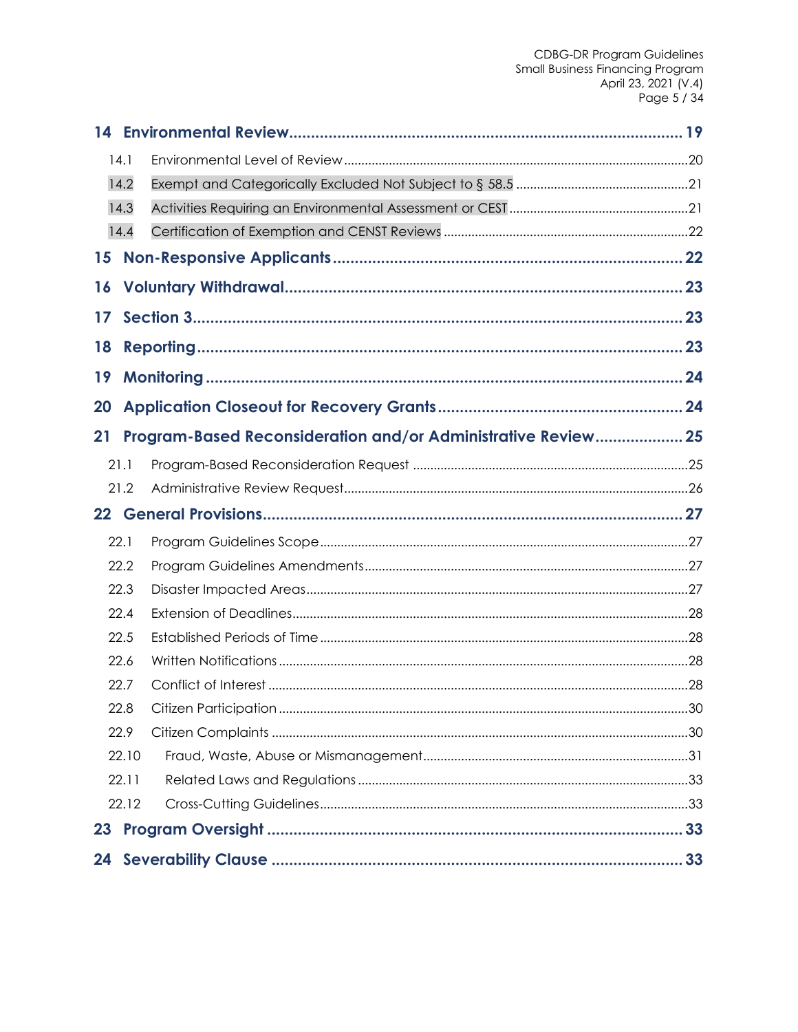**14 Environmental Review** ........................................ 19

- 14.1 Environmental Level of Review ........................................ 20
- 14.2 Exempt and Categorically Excluded Not Subject to § 58.5 ........................................ 21
- 14.3 Activities Requiring an Environmental Assessment or CEST ........................................ 21
- 14.4 Certification of Exemption and CENST Reviews ........................................ 22

**15 Non-Responsive Applicants** ........................................ 22

**16 Voluntary Withdrawal** ........................................ 23

**17 Section 3** ........................................ 23

**18 Reporting** ........................................ 23

**19 Monitoring** ........................................ 24

**20 Application Closeout for Recovery Grants** ........................................ 24

**21 Program-Based Reconsideration and/or Administrative Review** ........................................ 25

- 21.1 Program-Based Reconsideration Request ........................................ 25
- 21.2 Administrative Review Request ........................................ 26

**22 General Provisions** ........................................ 27

- 22.1 Program Guidelines Scope ........................................ 27
- 22.2 Program Guidelines Amendments ........................................ 27
- 22.3 Disaster Impacted Areas ........................................ 27
- 22.4 Extension of Deadlines ........................................ 28
- 22.5 Established Periods of Time ........................................ 28
- 22.6 Written Notifications ........................................ 28
- 22.7 Conflict of Interest ........................................ 28
- 22.8 Citizen Participation ........................................ 30
- 22.9 Citizen Complaints ........................................ 30
- 22.10 Fraud, Waste, Abuse or Mismanagement ........................................ 31
- 22.11 Related Laws and Regulations ........................................ 33
- 22.12 Cross-Cutting Guidelines ........................................ 33

**23 Program Oversight** ........................................ 33

**24 Severability Clause** ........................................ 33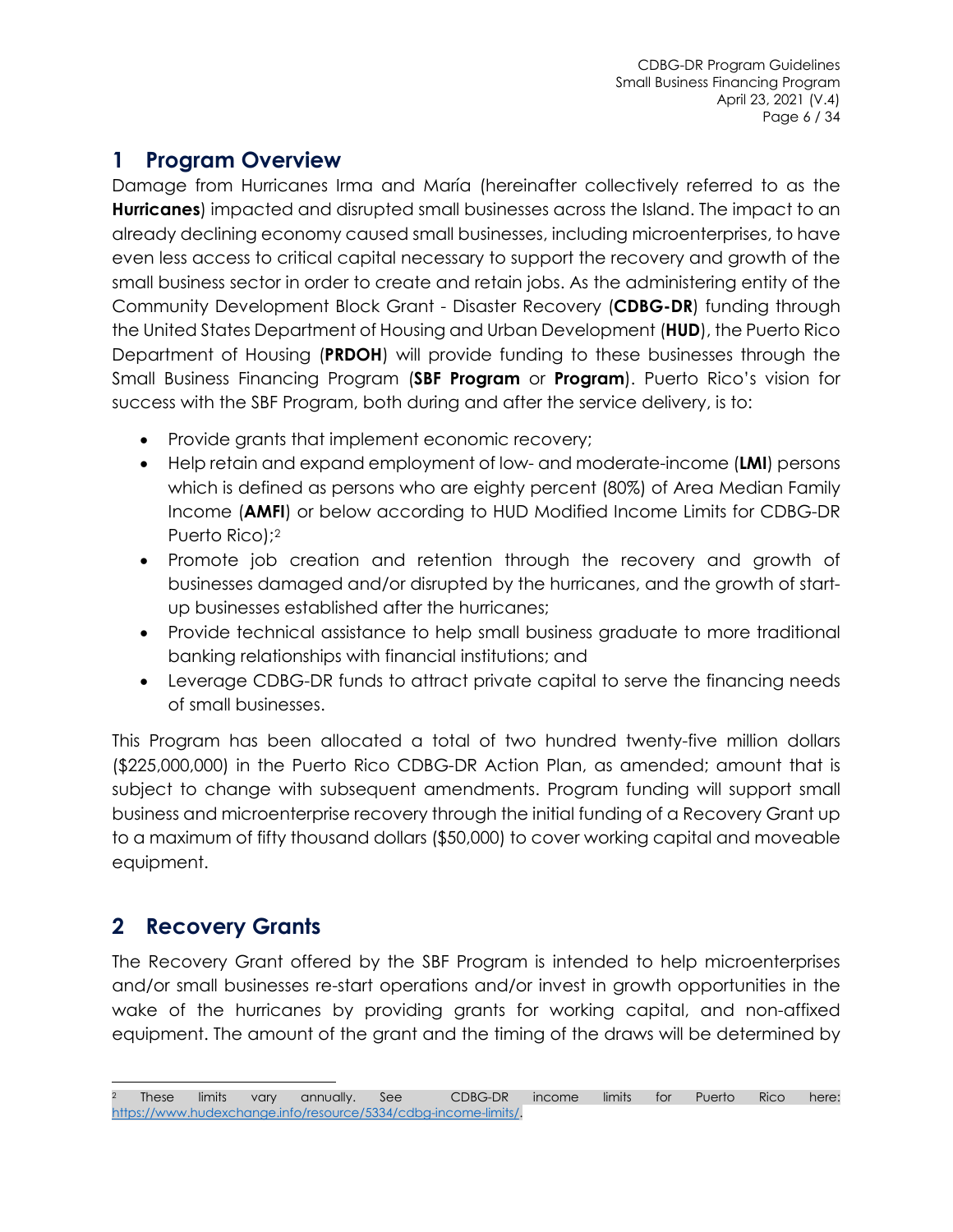# 1 Program Overview

Damage from Hurricanes Irma and María (hereinafter collectively referred to as the **Hurricanes**) impacted and disrupted small businesses across the Island. The impact to an already declining economy caused small businesses, including microenterprises, to have even less access to critical capital necessary to support the recovery and growth of the small business sector in order to create and retain jobs. As the administering entity of the Community Development Block Grant - Disaster Recovery (**CDBG-DR**) funding through the United States Department of Housing and Urban Development (**HUD**), the Puerto Rico Department of Housing (**PRDOH**) will provide funding to these businesses through the Small Business Financing Program (**SBF Program** or **Program**). Puerto Rico's vision for success with the SBF Program, both during and after the service delivery, is to:

- Provide grants that implement economic recovery;
- Help retain and expand employment of low- and moderate-income (**LMI**) persons which is defined as persons who are eighty percent (80%) of Area Median Family Income (**AMFI**) or below according to HUD Modified Income Limits for CDBG-DR Puerto Rico);[2]
- Promote job creation and retention through the recovery and growth of businesses damaged and/or disrupted by the hurricanes, and the growth of start-up businesses established after the hurricanes;
- Provide technical assistance to help small business graduate to more traditional banking relationships with financial institutions; and
- Leverage CDBG-DR funds to attract private capital to serve the financing needs of small businesses.

This Program has been allocated a total of two hundred twenty-five million dollars ($225,000,000) in the Puerto Rico CDBG-DR Action Plan, as amended; amount that is subject to change with subsequent amendments. Program funding will support small business and microenterprise recovery through the initial funding of a Recovery Grant up to a maximum of fifty thousand dollars ($50,000) to cover working capital and moveable equipment.

# 2 Recovery Grants

The Recovery Grant offered by the SBF Program is intended to help microenterprises and/or small businesses re-start operations and/or invest in growth opportunities in the wake of the hurricanes by providing grants for working capital, and non-affixed equipment. The amount of the grant and the timing of the draws will be determined by

[2] These limits vary annually. See CDBG-DR income limits for Puerto Rico here: https://www.hudexchange.info/resource/5334/cdbg-income-limits/.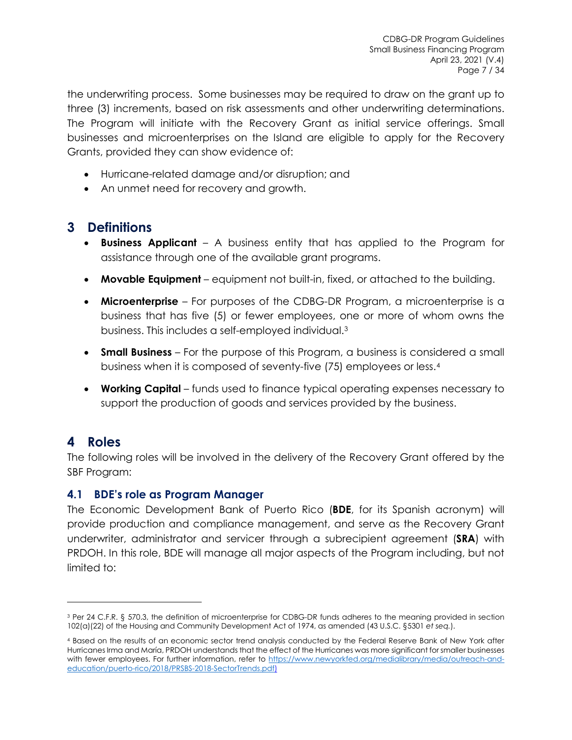the underwriting process. Some businesses may be required to draw on the grant up to three (3) increments, based on risk assessments and other underwriting determinations. The Program will initiate with the Recovery Grant as initial service offerings. Small businesses and microenterprises on the Island are eligible to apply for the Recovery Grants, provided they can show evidence of:

- Hurricane-related damage and/or disruption; and
- An unmet need for recovery and growth.

# 3 Definitions

- **Business Applicant** – A business entity that has applied to the Program for assistance through one of the available grant programs.
- **Movable Equipment** – equipment not built-in, fixed, or attached to the building.
- **Microenterprise** – For purposes of the CDBG-DR Program, a microenterprise is a business that has five (5) or fewer employees, one or more of whom owns the business. This includes a self-employed individual.[3]
- **Small Business** – For the purpose of this Program, a business is considered a small business when it is composed of seventy-five (75) employees or less.[4]
- **Working Capital** – funds used to finance typical operating expenses necessary to support the production of goods and services provided by the business.

# 4 Roles

The following roles will be involved in the delivery of the Recovery Grant offered by the SBF Program:

## 4.1 BDE's role as Program Manager

The Economic Development Bank of Puerto Rico (**BDE**, for its Spanish acronym) will provide production and compliance management, and serve as the Recovery Grant underwriter, administrator and servicer through a subrecipient agreement (**SRA**) with PRDOH. In this role, BDE will manage all major aspects of the Program including, but not limited to:

---

[3] Per 24 C.F.R. § 570.3, the definition of microenterprise for CDBG-DR funds adheres to the meaning provided in section 102(a)(22) of the Housing and Community Development Act of 1974, as amended (43 U.S.C. §5301 *et seq.*).

[4] Based on the results of an economic sector trend analysis conducted by the Federal Reserve Bank of New York after Hurricanes Irma and María, PRDOH understands that the effect of the Hurricanes was more significant for smaller businesses with fewer employees. For further information, refer to https://www.newyorkfed.org/medialibrary/media/outreach-and-education/puerto-rico/2018/PRSBS-2018-SectorTrends.pdf)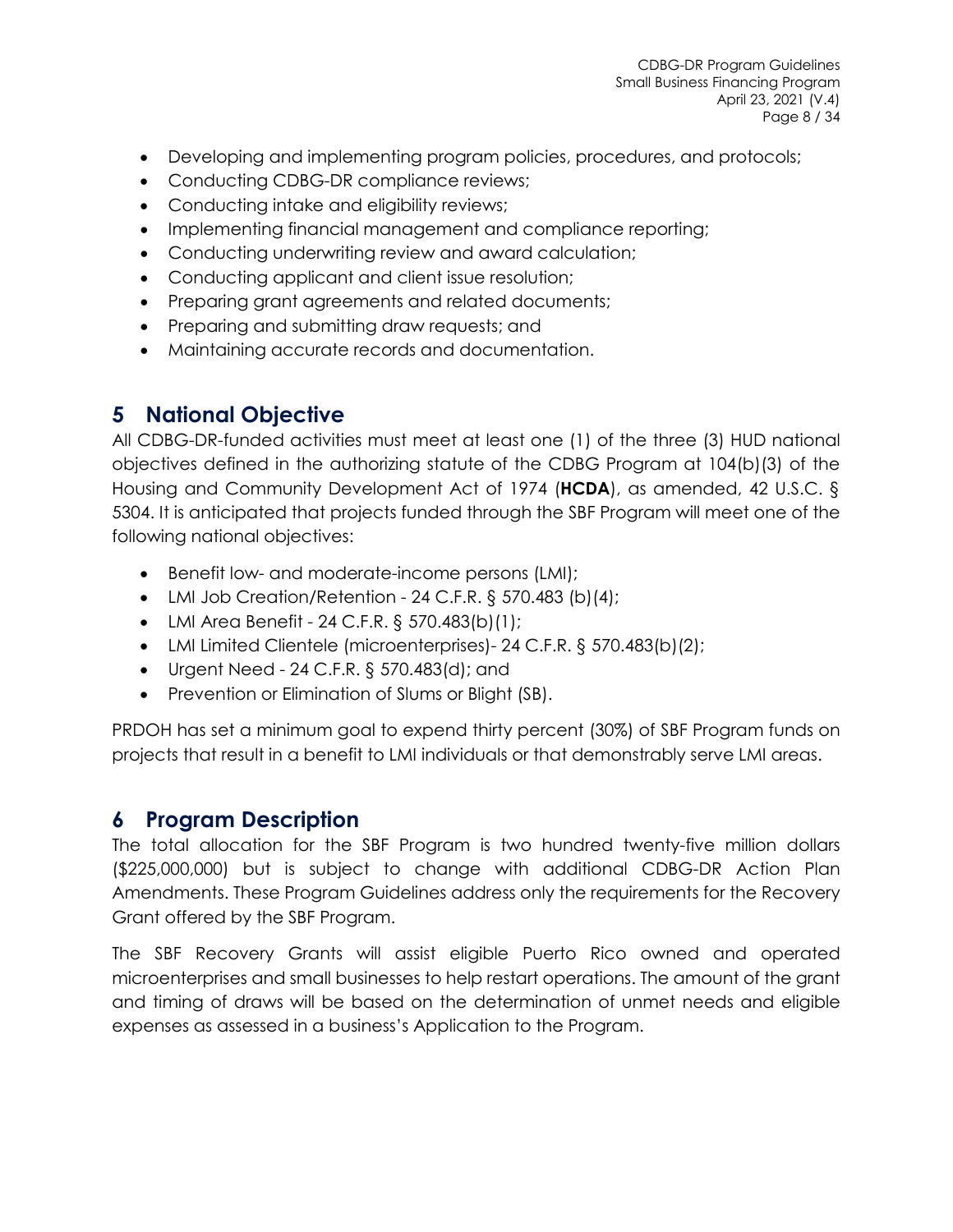- Developing and implementing program policies, procedures, and protocols;
- Conducting CDBG-DR compliance reviews;
- Conducting intake and eligibility reviews;
- Implementing financial management and compliance reporting;
- Conducting underwriting review and award calculation;
- Conducting applicant and client issue resolution;
- Preparing grant agreements and related documents;
- Preparing and submitting draw requests; and
- Maintaining accurate records and documentation.

# 5 National Objective

All CDBG-DR-funded activities must meet at least one (1) of the three (3) HUD national objectives defined in the authorizing statute of the CDBG Program at 104(b)(3) of the Housing and Community Development Act of 1974 (**HCDA**), as amended, 42 U.S.C. § 5304. It is anticipated that projects funded through the SBF Program will meet one of the following national objectives:

- Benefit low- and moderate-income persons (LMI);
- LMI Job Creation/Retention - 24 C.F.R. § 570.483 (b)(4);
- LMI Area Benefit - 24 C.F.R. § 570.483(b)(1);
- LMI Limited Clientele (microenterprises)- 24 C.F.R. § 570.483(b)(2);
- Urgent Need - 24 C.F.R. § 570.483(d); and
- Prevention or Elimination of Slums or Blight (SB).

PRDOH has set a minimum goal to expend thirty percent (30%) of SBF Program funds on projects that result in a benefit to LMI individuals or that demonstrably serve LMI areas.

# 6 Program Description

The total allocation for the SBF Program is two hundred twenty-five million dollars ($225,000,000) but is subject to change with additional CDBG-DR Action Plan Amendments. These Program Guidelines address only the requirements for the Recovery Grant offered by the SBF Program.

The SBF Recovery Grants will assist eligible Puerto Rico owned and operated microenterprises and small businesses to help restart operations. The amount of the grant and timing of draws will be based on the determination of unmet needs and eligible expenses as assessed in a business's Application to the Program.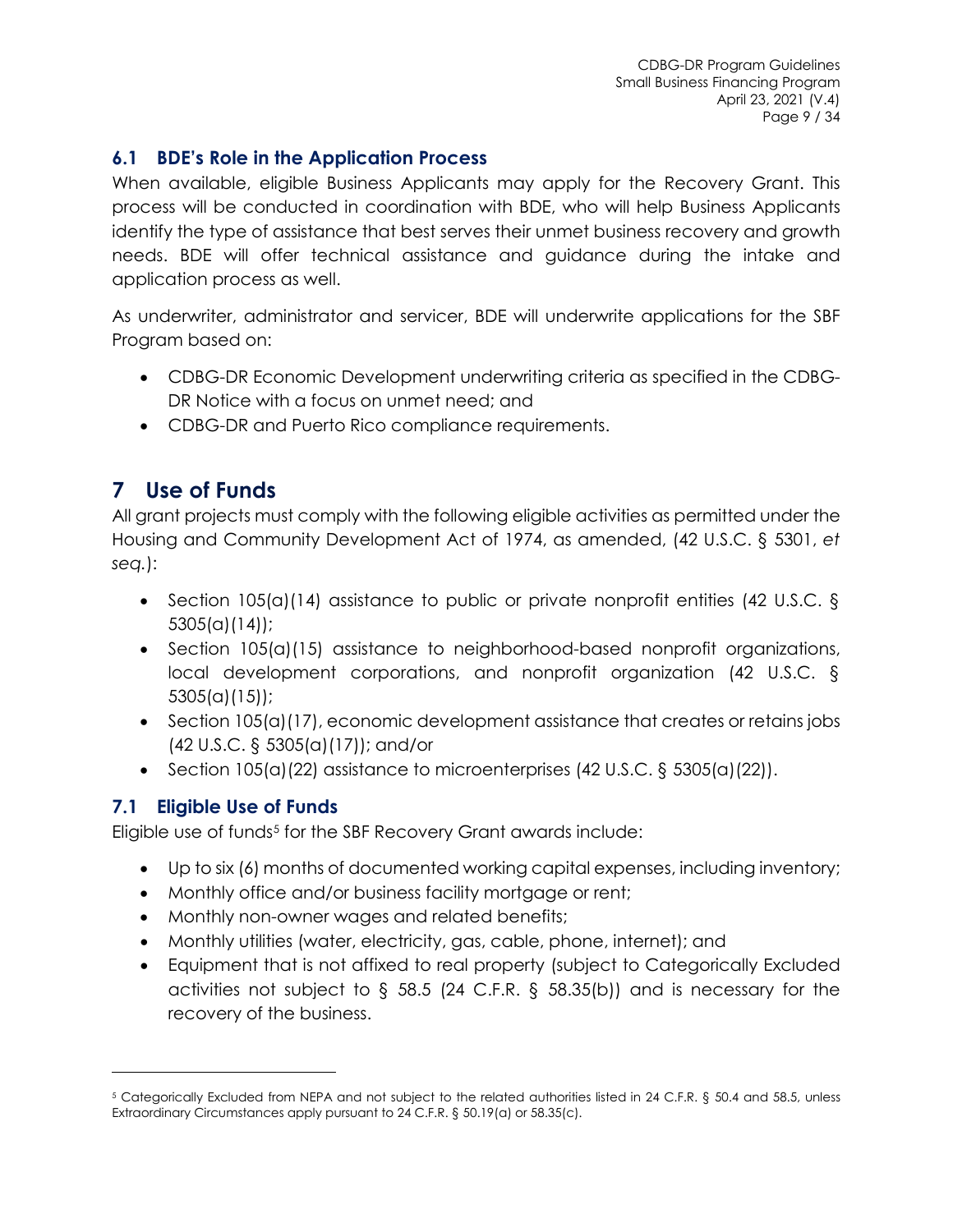### 6.1 BDE's Role in the Application Process

When available, eligible Business Applicants may apply for the Recovery Grant. This process will be conducted in coordination with BDE, who will help Business Applicants identify the type of assistance that best serves their unmet business recovery and growth needs. BDE will offer technical assistance and guidance during the intake and application process as well.

As underwriter, administrator and servicer, BDE will underwrite applications for the SBF Program based on:

- CDBG-DR Economic Development underwriting criteria as specified in the CDBG-DR Notice with a focus on unmet need; and
- CDBG-DR and Puerto Rico compliance requirements.

## 7 Use of Funds

All grant projects must comply with the following eligible activities as permitted under the Housing and Community Development Act of 1974, as amended, (42 U.S.C. § 5301, *et seq.*):

- Section 105(a)(14) assistance to public or private nonprofit entities (42 U.S.C. § 5305(a)(14));
- Section 105(a)(15) assistance to neighborhood-based nonprofit organizations, local development corporations, and nonprofit organization (42 U.S.C. § 5305(a)(15));
- Section 105(a)(17), economic development assistance that creates or retains jobs (42 U.S.C. § 5305(a)(17)); and/or
- Section 105(a)(22) assistance to microenterprises (42 U.S.C. § 5305(a)(22)).

### 7.1 Eligible Use of Funds

Eligible use of funds[5] for the SBF Recovery Grant awards include:

- Up to six (6) months of documented working capital expenses, including inventory;
- Monthly office and/or business facility mortgage or rent;
- Monthly non-owner wages and related benefits;
- Monthly utilities (water, electricity, gas, cable, phone, internet); and
- Equipment that is not affixed to real property (subject to Categorically Excluded activities not subject to § 58.5 (24 C.F.R. § 58.35(b)) and is necessary for the recovery of the business.

---

[5] Categorically Excluded from NEPA and not subject to the related authorities listed in 24 C.F.R. § 50.4 and 58.5, unless Extraordinary Circumstances apply pursuant to 24 C.F.R. § 50.19(a) or 58.35(c).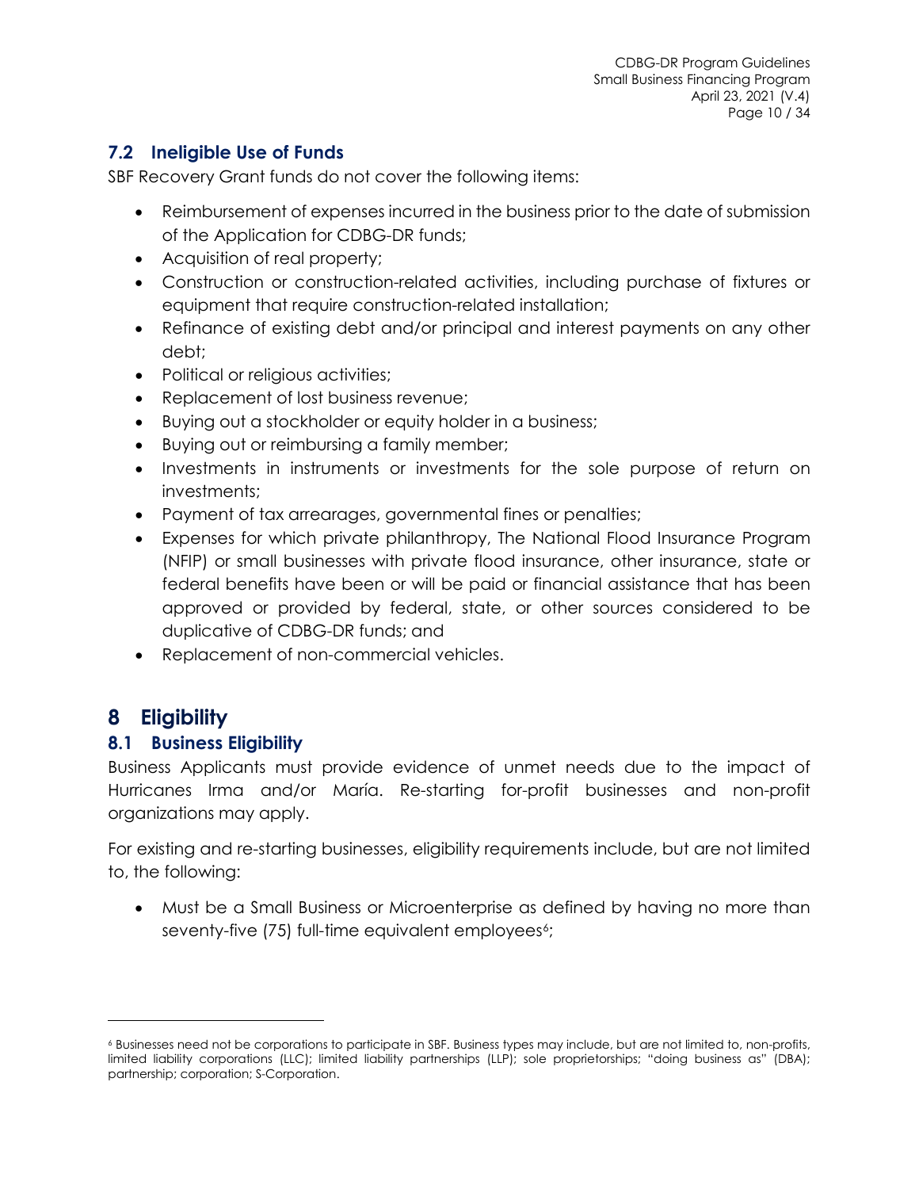### 7.2 Ineligible Use of Funds

SBF Recovery Grant funds do not cover the following items:

- Reimbursement of expenses incurred in the business prior to the date of submission of the Application for CDBG-DR funds;
- Acquisition of real property;
- Construction or construction-related activities, including purchase of fixtures or equipment that require construction-related installation;
- Refinance of existing debt and/or principal and interest payments on any other debt;
- Political or religious activities;
- Replacement of lost business revenue;
- Buying out a stockholder or equity holder in a business;
- Buying out or reimbursing a family member;
- Investments in instruments or investments for the sole purpose of return on investments;
- Payment of tax arrearages, governmental fines or penalties;
- Expenses for which private philanthropy, The National Flood Insurance Program (NFIP) or small businesses with private flood insurance, other insurance, state or federal benefits have been or will be paid or financial assistance that has been approved or provided by federal, state, or other sources considered to be duplicative of CDBG-DR funds; and
- Replacement of non-commercial vehicles.

# 8 Eligibility

### 8.1 Business Eligibility

Business Applicants must provide evidence of unmet needs due to the impact of Hurricanes Irma and/or María. Re-starting for-profit businesses and non-profit organizations may apply.

For existing and re-starting businesses, eligibility requirements include, but are not limited to, the following:

- Must be a Small Business or Microenterprise as defined by having no more than seventy-five (75) full-time equivalent employees[6];

---

[6] Businesses need not be corporations to participate in SBF. Business types may include, but are not limited to, non-profits, limited liability corporations (LLC); limited liability partnerships (LLP); sole proprietorships; "doing business as" (DBA); partnership; corporation; S-Corporation.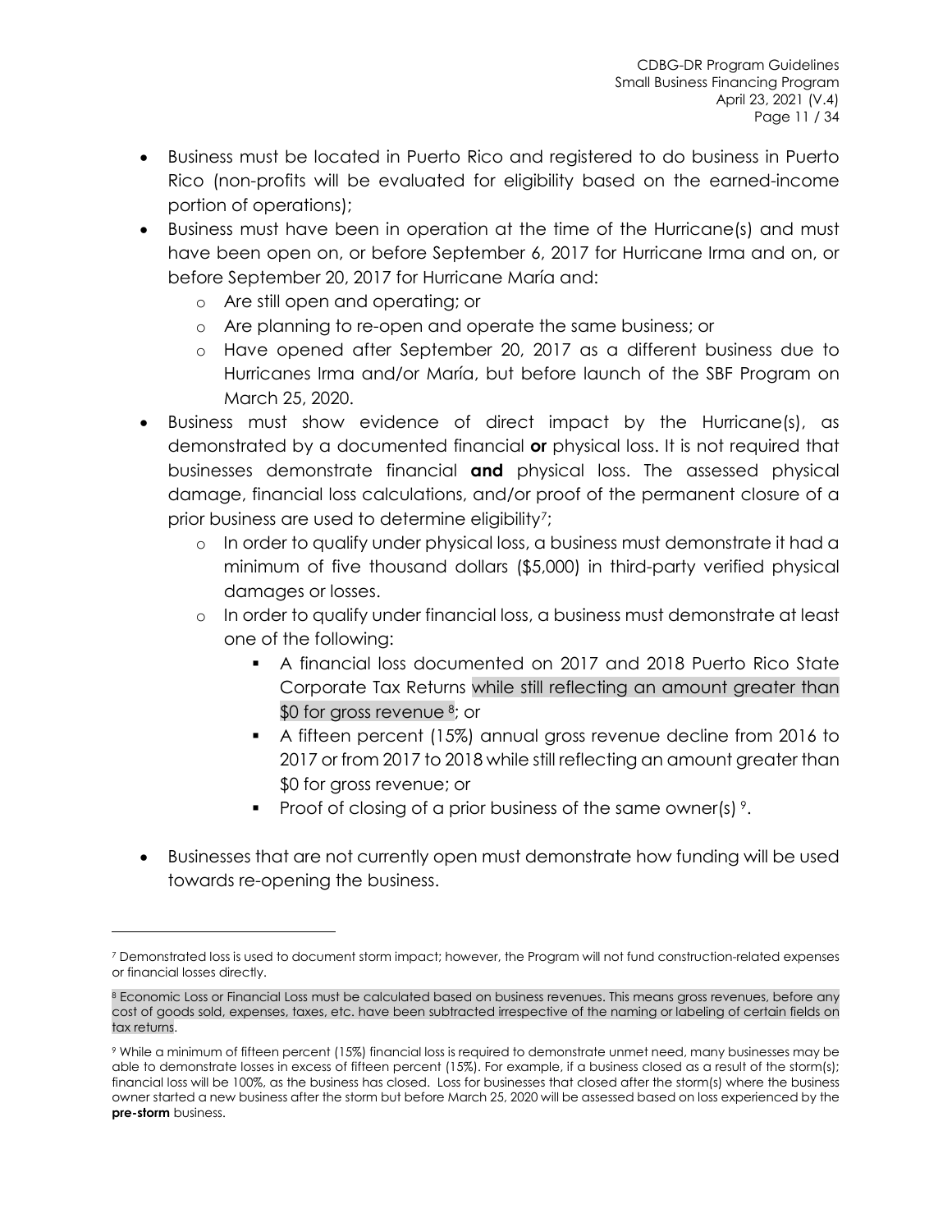- Business must be located in Puerto Rico and registered to do business in Puerto Rico (non-profits will be evaluated for eligibility based on the earned-income portion of operations);
- Business must have been in operation at the time of the Hurricane(s) and must have been open on, or before September 6, 2017 for Hurricane Irma and on, or before September 20, 2017 for Hurricane María and:
  - Are still open and operating; or
  - Are planning to re-open and operate the same business; or
  - Have opened after September 20, 2017 as a different business due to Hurricanes Irma and/or María, but before launch of the SBF Program on March 25, 2020.
- Business must show evidence of direct impact by the Hurricane(s), as demonstrated by a documented financial **or** physical loss. It is not required that businesses demonstrate financial **and** physical loss. The assessed physical damage, financial loss calculations, and/or proof of the permanent closure of a prior business are used to determine eligibility[7];
  - In order to qualify under physical loss, a business must demonstrate it had a minimum of five thousand dollars ($5,000) in third-party verified physical damages or losses.
  - In order to qualify under financial loss, a business must demonstrate at least one of the following:
    - A financial loss documented on 2017 and 2018 Puerto Rico State Corporate Tax Returns while still reflecting an amount greater than $0 for gross revenue [8]; or
    - A fifteen percent (15%) annual gross revenue decline from 2016 to 2017 or from 2017 to 2018 while still reflecting an amount greater than $0 for gross revenue; or
    - Proof of closing of a prior business of the same owner(s) [9].
- Businesses that are not currently open must demonstrate how funding will be used towards re-opening the business.

[7] Demonstrated loss is used to document storm impact; however, the Program will not fund construction-related expenses or financial losses directly.

[8] Economic Loss or Financial Loss must be calculated based on business revenues. This means gross revenues, before any cost of goods sold, expenses, taxes, etc. have been subtracted irrespective of the naming or labeling of certain fields on tax returns.

[9] While a minimum of fifteen percent (15%) financial loss is required to demonstrate unmet need, many businesses may be able to demonstrate losses in excess of fifteen percent (15%). For example, if a business closed as a result of the storm(s); financial loss will be 100%, as the business has closed. Loss for businesses that closed after the storm(s) where the business owner started a new business after the storm but before March 25, 2020 will be assessed based on loss experienced by the **pre-storm** business.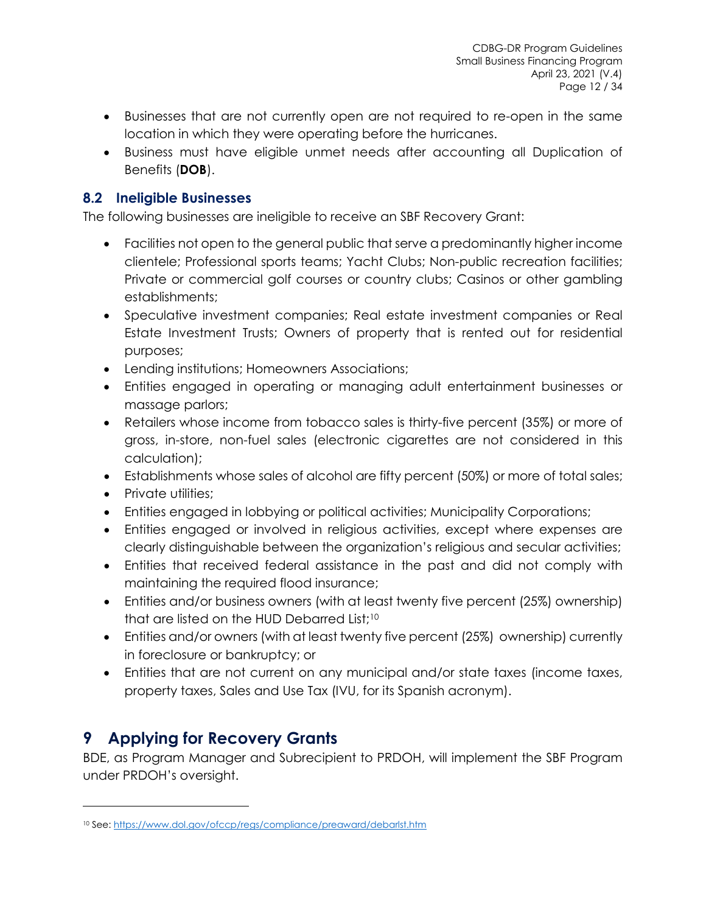- Businesses that are not currently open are not required to re-open in the same location in which they were operating before the hurricanes.
- Business must have eligible unmet needs after accounting all Duplication of Benefits (**DOB**).

## 8.2 Ineligible Businesses

The following businesses are ineligible to receive an SBF Recovery Grant:

- Facilities not open to the general public that serve a predominantly higher income clientele; Professional sports teams; Yacht Clubs; Non-public recreation facilities; Private or commercial golf courses or country clubs; Casinos or other gambling establishments;
- Speculative investment companies; Real estate investment companies or Real Estate Investment Trusts; Owners of property that is rented out for residential purposes;
- Lending institutions; Homeowners Associations;
- Entities engaged in operating or managing adult entertainment businesses or massage parlors;
- Retailers whose income from tobacco sales is thirty-five percent (35%) or more of gross, in-store, non-fuel sales (electronic cigarettes are not considered in this calculation);
- Establishments whose sales of alcohol are fifty percent (50%) or more of total sales;
- Private utilities;
- Entities engaged in lobbying or political activities; Municipality Corporations;
- Entities engaged or involved in religious activities, except where expenses are clearly distinguishable between the organization's religious and secular activities;
- Entities that received federal assistance in the past and did not comply with maintaining the required flood insurance;
- Entities and/or business owners (with at least twenty five percent (25%) ownership) that are listed on the HUD Debarred List;[10]
- Entities and/or owners (with at least twenty five percent (25%) ownership) currently in foreclosure or bankruptcy; or
- Entities that are not current on any municipal and/or state taxes (income taxes, property taxes, Sales and Use Tax (IVU, for its Spanish acronym).

# 9 Applying for Recovery Grants

BDE, as Program Manager and Subrecipient to PRDOH, will implement the SBF Program under PRDOH's oversight.

[10] See: https://www.dol.gov/ofccp/regs/compliance/preaward/debarlst.htm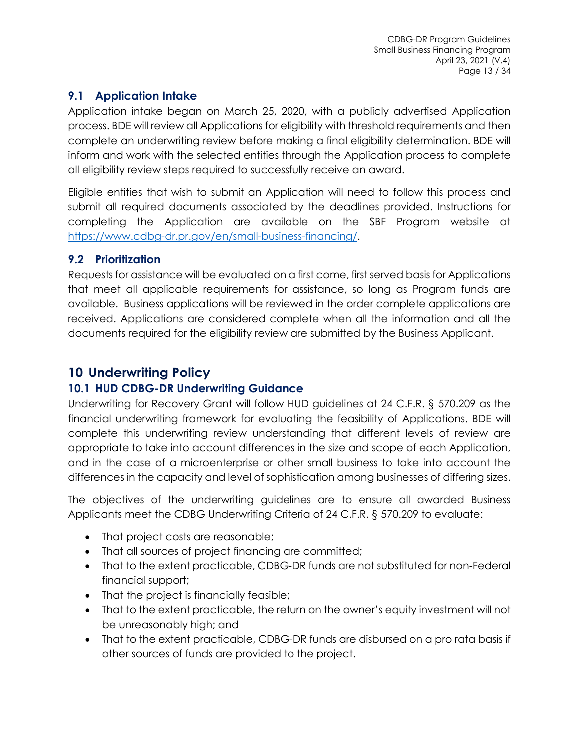## 9.1 Application Intake

Application intake began on March 25, 2020, with a publicly advertised Application process. BDE will review all Applications for eligibility with threshold requirements and then complete an underwriting review before making a final eligibility determination. BDE will inform and work with the selected entities through the Application process to complete all eligibility review steps required to successfully receive an award.

Eligible entities that wish to submit an Application will need to follow this process and submit all required documents associated by the deadlines provided. Instructions for completing the Application are available on the SBF Program website at https://www.cdbg-dr.pr.gov/en/small-business-financing/.

## 9.2 Prioritization

Requests for assistance will be evaluated on a first come, first served basis for Applications that meet all applicable requirements for assistance, so long as Program funds are available. Business applications will be reviewed in the order complete applications are received. Applications are considered complete when all the information and all the documents required for the eligibility review are submitted by the Business Applicant.

# 10 Underwriting Policy

## 10.1 HUD CDBG-DR Underwriting Guidance

Underwriting for Recovery Grant will follow HUD guidelines at 24 C.F.R. § 570.209 as the financial underwriting framework for evaluating the feasibility of Applications. BDE will complete this underwriting review understanding that different levels of review are appropriate to take into account differences in the size and scope of each Application, and in the case of a microenterprise or other small business to take into account the differences in the capacity and level of sophistication among businesses of differing sizes.

The objectives of the underwriting guidelines are to ensure all awarded Business Applicants meet the CDBG Underwriting Criteria of 24 C.F.R. § 570.209 to evaluate:

- That project costs are reasonable;
- That all sources of project financing are committed;
- That to the extent practicable, CDBG-DR funds are not substituted for non-Federal financial support;
- That the project is financially feasible;
- That to the extent practicable, the return on the owner's equity investment will not be unreasonably high; and
- That to the extent practicable, CDBG-DR funds are disbursed on a pro rata basis if other sources of funds are provided to the project.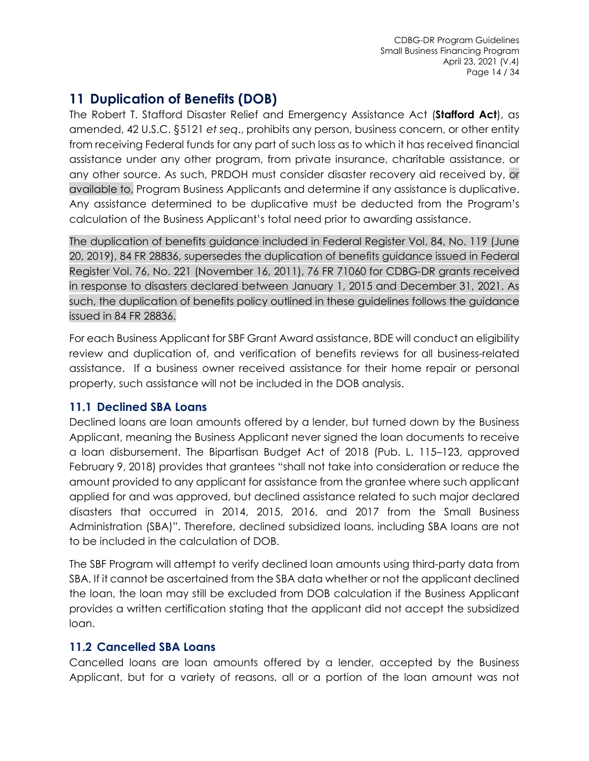# 11 Duplication of Benefits (DOB)

The Robert T. Stafford Disaster Relief and Emergency Assistance Act (**Stafford Act**), as amended, 42 U.S.C. §5121 *et seq*., prohibits any person, business concern, or other entity from receiving Federal funds for any part of such loss as to which it has received financial assistance under any other program, from private insurance, charitable assistance, or any other source. As such, PRDOH must consider disaster recovery aid received by, or available to, Program Business Applicants and determine if any assistance is duplicative. Any assistance determined to be duplicative must be deducted from the Program's calculation of the Business Applicant's total need prior to awarding assistance.

The duplication of benefits guidance included in Federal Register Vol. 84, No. 119 (June 20, 2019), 84 FR 28836, supersedes the duplication of benefits guidance issued in Federal Register Vol. 76, No. 221 (November 16, 2011), 76 FR 71060 for CDBG-DR grants received in response to disasters declared between January 1, 2015 and December 31, 2021. As such, the duplication of benefits policy outlined in these guidelines follows the guidance issued in 84 FR 28836.

For each Business Applicant for SBF Grant Award assistance, BDE will conduct an eligibility review and duplication of, and verification of benefits reviews for all business-related assistance. If a business owner received assistance for their home repair or personal property, such assistance will not be included in the DOB analysis.

## 11.1 Declined SBA Loans

Declined loans are loan amounts offered by a lender, but turned down by the Business Applicant, meaning the Business Applicant never signed the loan documents to receive a loan disbursement. The Bipartisan Budget Act of 2018 (Pub. L. 115–123, approved February 9, 2018) provides that grantees "shall not take into consideration or reduce the amount provided to any applicant for assistance from the grantee where such applicant applied for and was approved, but declined assistance related to such major declared disasters that occurred in 2014, 2015, 2016, and 2017 from the Small Business Administration (SBA)". Therefore, declined subsidized loans, including SBA loans are not to be included in the calculation of DOB.

The SBF Program will attempt to verify declined loan amounts using third-party data from SBA. If it cannot be ascertained from the SBA data whether or not the applicant declined the loan, the loan may still be excluded from DOB calculation if the Business Applicant provides a written certification stating that the applicant did not accept the subsidized loan.

## 11.2 Cancelled SBA Loans

Cancelled loans are loan amounts offered by a lender, accepted by the Business Applicant, but for a variety of reasons, all or a portion of the loan amount was not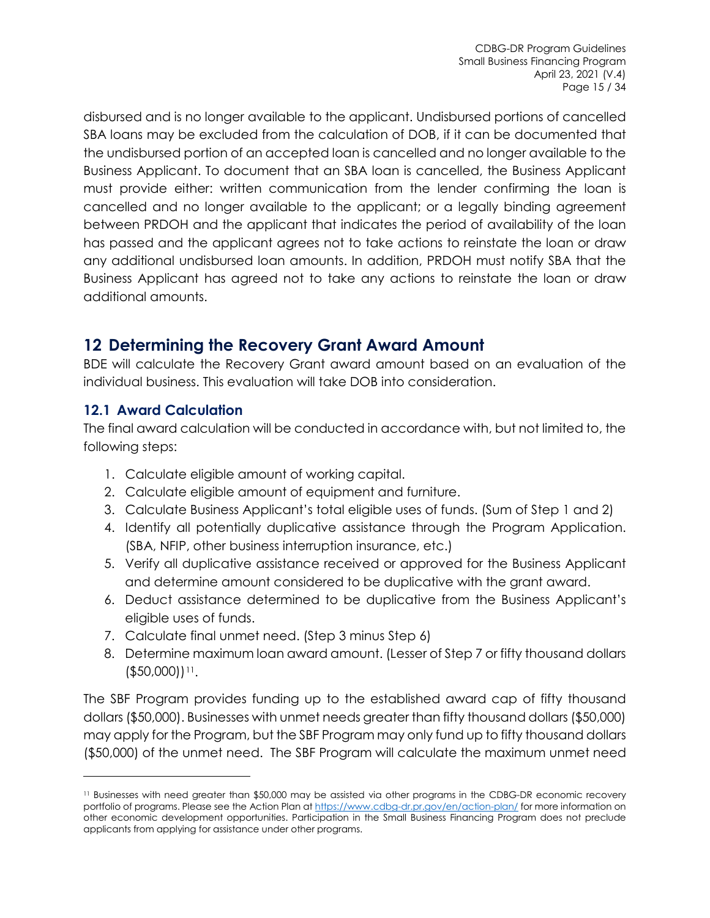disbursed and is no longer available to the applicant. Undisbursed portions of cancelled SBA loans may be excluded from the calculation of DOB, if it can be documented that the undisbursed portion of an accepted loan is cancelled and no longer available to the Business Applicant. To document that an SBA loan is cancelled, the Business Applicant must provide either: written communication from the lender confirming the loan is cancelled and no longer available to the applicant; or a legally binding agreement between PRDOH and the applicant that indicates the period of availability of the loan has passed and the applicant agrees not to take actions to reinstate the loan or draw any additional undisbursed loan amounts. In addition, PRDOH must notify SBA that the Business Applicant has agreed not to take any actions to reinstate the loan or draw additional amounts.

## 12 Determining the Recovery Grant Award Amount

BDE will calculate the Recovery Grant award amount based on an evaluation of the individual business. This evaluation will take DOB into consideration.

### 12.1 Award Calculation

The final award calculation will be conducted in accordance with, but not limited to, the following steps:

1. Calculate eligible amount of working capital.
2. Calculate eligible amount of equipment and furniture.
3. Calculate Business Applicant's total eligible uses of funds. (Sum of Step 1 and 2)
4. Identify all potentially duplicative assistance through the Program Application. (SBA, NFIP, other business interruption insurance, etc.)
5. Verify all duplicative assistance received or approved for the Business Applicant and determine amount considered to be duplicative with the grant award.
6. Deduct assistance determined to be duplicative from the Business Applicant's eligible uses of funds.
7. Calculate final unmet need. (Step 3 minus Step 6)
8. Determine maximum loan award amount. (Lesser of Step 7 or fifty thousand dollars ($50,000))[11].

The SBF Program provides funding up to the established award cap of fifty thousand dollars ($50,000). Businesses with unmet needs greater than fifty thousand dollars ($50,000) may apply for the Program, but the SBF Program may only fund up to fifty thousand dollars ($50,000) of the unmet need. The SBF Program will calculate the maximum unmet need

---

[11] Businesses with need greater than $50,000 may be assisted via other programs in the CDBG-DR economic recovery portfolio of programs. Please see the Action Plan at https://www.cdbg-dr.pr.gov/en/action-plan/ for more information on other economic development opportunities. Participation in the Small Business Financing Program does not preclude applicants from applying for assistance under other programs.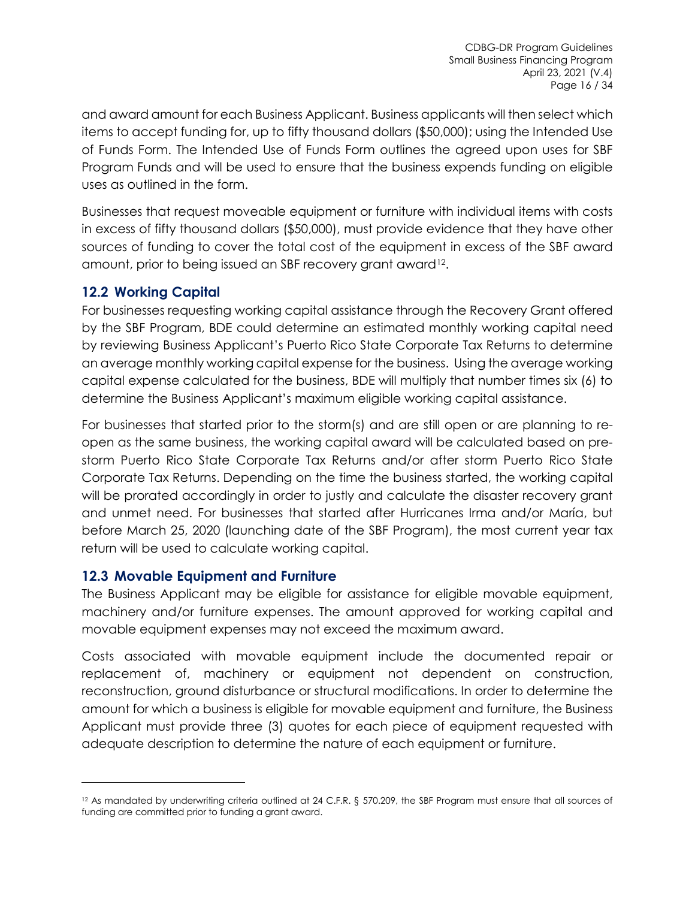and award amount for each Business Applicant. Business applicants will then select which items to accept funding for, up to fifty thousand dollars ($50,000); using the Intended Use of Funds Form. The Intended Use of Funds Form outlines the agreed upon uses for SBF Program Funds and will be used to ensure that the business expends funding on eligible uses as outlined in the form.

Businesses that request moveable equipment or furniture with individual items with costs in excess of fifty thousand dollars ($50,000), must provide evidence that they have other sources of funding to cover the total cost of the equipment in excess of the SBF award amount, prior to being issued an SBF recovery grant award[12].

## 12.2 Working Capital

For businesses requesting working capital assistance through the Recovery Grant offered by the SBF Program, BDE could determine an estimated monthly working capital need by reviewing Business Applicant's Puerto Rico State Corporate Tax Returns to determine an average monthly working capital expense for the business. Using the average working capital expense calculated for the business, BDE will multiply that number times six (6) to determine the Business Applicant's maximum eligible working capital assistance.

For businesses that started prior to the storm(s) and are still open or are planning to re-open as the same business, the working capital award will be calculated based on pre-storm Puerto Rico State Corporate Tax Returns and/or after storm Puerto Rico State Corporate Tax Returns. Depending on the time the business started, the working capital will be prorated accordingly in order to justly and calculate the disaster recovery grant and unmet need. For businesses that started after Hurricanes Irma and/or María, but before March 25, 2020 (launching date of the SBF Program), the most current year tax return will be used to calculate working capital.

## 12.3 Movable Equipment and Furniture

The Business Applicant may be eligible for assistance for eligible movable equipment, machinery and/or furniture expenses. The amount approved for working capital and movable equipment expenses may not exceed the maximum award.

Costs associated with movable equipment include the documented repair or replacement of, machinery or equipment not dependent on construction, reconstruction, ground disturbance or structural modifications. In order to determine the amount for which a business is eligible for movable equipment and furniture, the Business Applicant must provide three (3) quotes for each piece of equipment requested with adequate description to determine the nature of each equipment or furniture.

---

[12] As mandated by underwriting criteria outlined at 24 C.F.R. § 570.209, the SBF Program must ensure that all sources of funding are committed prior to funding a grant award.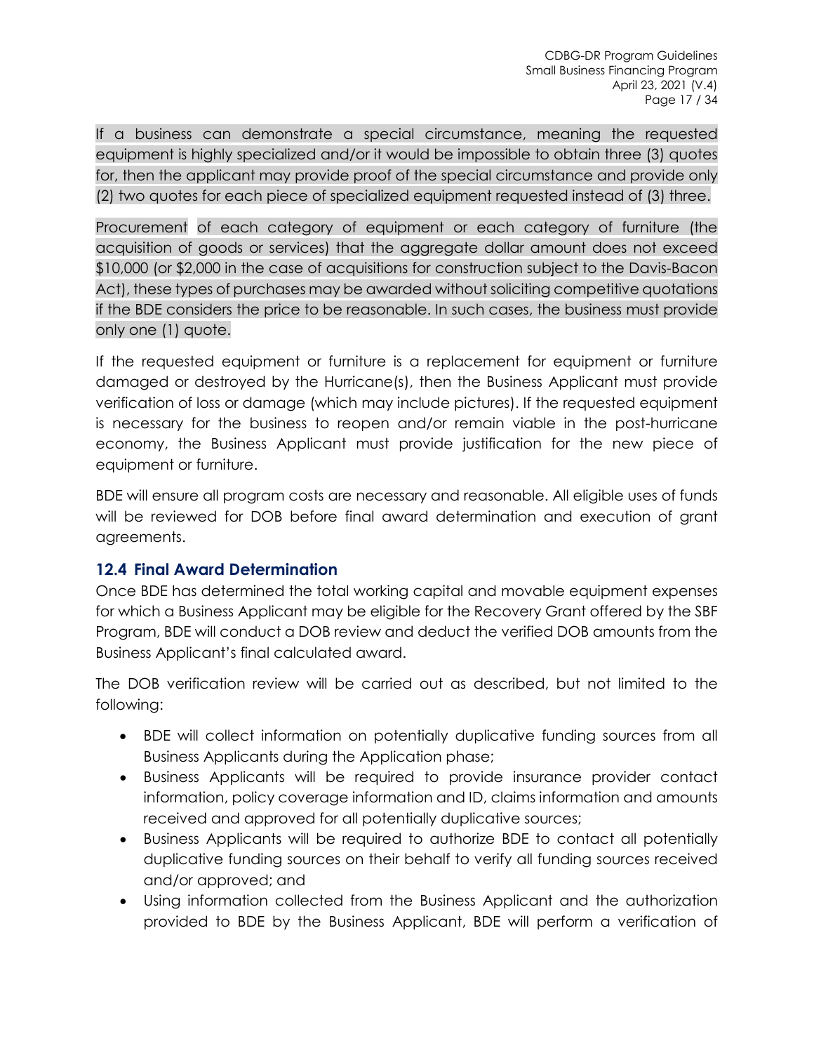If a business can demonstrate a special circumstance, meaning the requested equipment is highly specialized and/or it would be impossible to obtain three (3) quotes for, then the applicant may provide proof of the special circumstance and provide only (2) two quotes for each piece of specialized equipment requested instead of (3) three.

Procurement of each category of equipment or each category of furniture (the acquisition of goods or services) that the aggregate dollar amount does not exceed $10,000 (or $2,000 in the case of acquisitions for construction subject to the Davis-Bacon Act), these types of purchases may be awarded without soliciting competitive quotations if the BDE considers the price to be reasonable. In such cases, the business must provide only one (1) quote.

If the requested equipment or furniture is a replacement for equipment or furniture damaged or destroyed by the Hurricane(s), then the Business Applicant must provide verification of loss or damage (which may include pictures). If the requested equipment is necessary for the business to reopen and/or remain viable in the post-hurricane economy, the Business Applicant must provide justification for the new piece of equipment or furniture.

BDE will ensure all program costs are necessary and reasonable. All eligible uses of funds will be reviewed for DOB before final award determination and execution of grant agreements.

## 12.4 Final Award Determination

Once BDE has determined the total working capital and movable equipment expenses for which a Business Applicant may be eligible for the Recovery Grant offered by the SBF Program, BDE will conduct a DOB review and deduct the verified DOB amounts from the Business Applicant's final calculated award.

The DOB verification review will be carried out as described, but not limited to the following:

- BDE will collect information on potentially duplicative funding sources from all Business Applicants during the Application phase;
- Business Applicants will be required to provide insurance provider contact information, policy coverage information and ID, claims information and amounts received and approved for all potentially duplicative sources;
- Business Applicants will be required to authorize BDE to contact all potentially duplicative funding sources on their behalf to verify all funding sources received and/or approved; and
- Using information collected from the Business Applicant and the authorization provided to BDE by the Business Applicant, BDE will perform a verification of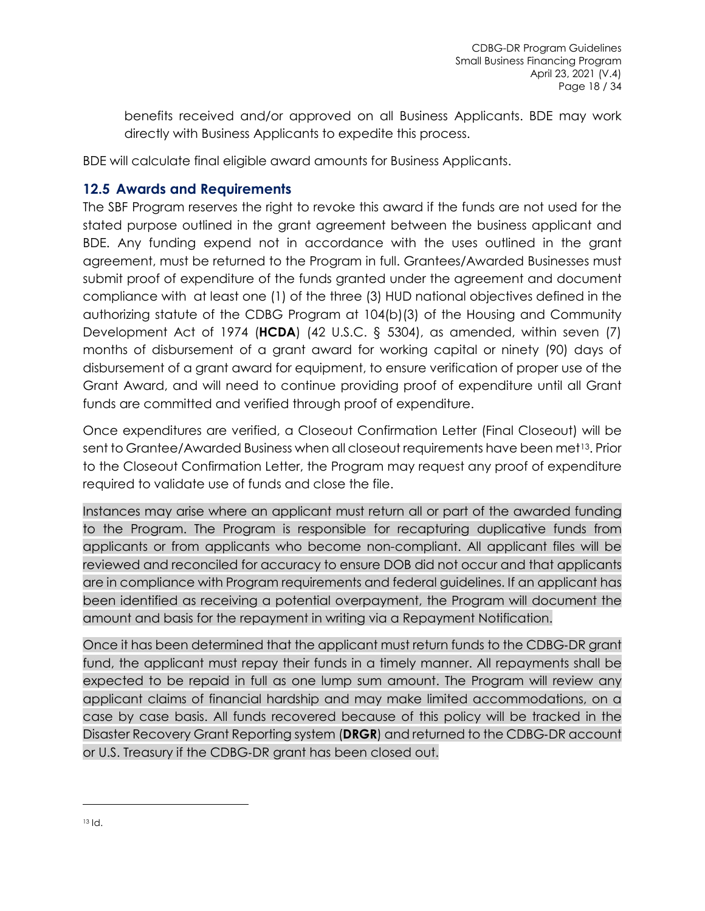benefits received and/or approved on all Business Applicants. BDE may work directly with Business Applicants to expedite this process.

BDE will calculate final eligible award amounts for Business Applicants.

## 12.5 Awards and Requirements

The SBF Program reserves the right to revoke this award if the funds are not used for the stated purpose outlined in the grant agreement between the business applicant and BDE. Any funding expend not in accordance with the uses outlined in the grant agreement, must be returned to the Program in full. Grantees/Awarded Businesses must submit proof of expenditure of the funds granted under the agreement and document compliance with at least one (1) of the three (3) HUD national objectives defined in the authorizing statute of the CDBG Program at 104(b)(3) of the Housing and Community Development Act of 1974 (**HCDA**) (42 U.S.C. § 5304), as amended, within seven (7) months of disbursement of a grant award for working capital or ninety (90) days of disbursement of a grant award for equipment, to ensure verification of proper use of the Grant Award, and will need to continue providing proof of expenditure until all Grant funds are committed and verified through proof of expenditure.

Once expenditures are verified, a Closeout Confirmation Letter (Final Closeout) will be sent to Grantee/Awarded Business when all closeout requirements have been met[13]. Prior to the Closeout Confirmation Letter, the Program may request any proof of expenditure required to validate use of funds and close the file.

Instances may arise where an applicant must return all or part of the awarded funding to the Program. The Program is responsible for recapturing duplicative funds from applicants or from applicants who become non-compliant. All applicant files will be reviewed and reconciled for accuracy to ensure DOB did not occur and that applicants are in compliance with Program requirements and federal guidelines. If an applicant has been identified as receiving a potential overpayment, the Program will document the amount and basis for the repayment in writing via a Repayment Notification.

Once it has been determined that the applicant must return funds to the CDBG-DR grant fund, the applicant must repay their funds in a timely manner. All repayments shall be expected to be repaid in full as one lump sum amount. The Program will review any applicant claims of financial hardship and may make limited accommodations, on a case by case basis. All funds recovered because of this policy will be tracked in the Disaster Recovery Grant Reporting system (**DRGR**) and returned to the CDBG-DR account or U.S. Treasury if the CDBG-DR grant has been closed out.

[13] Id.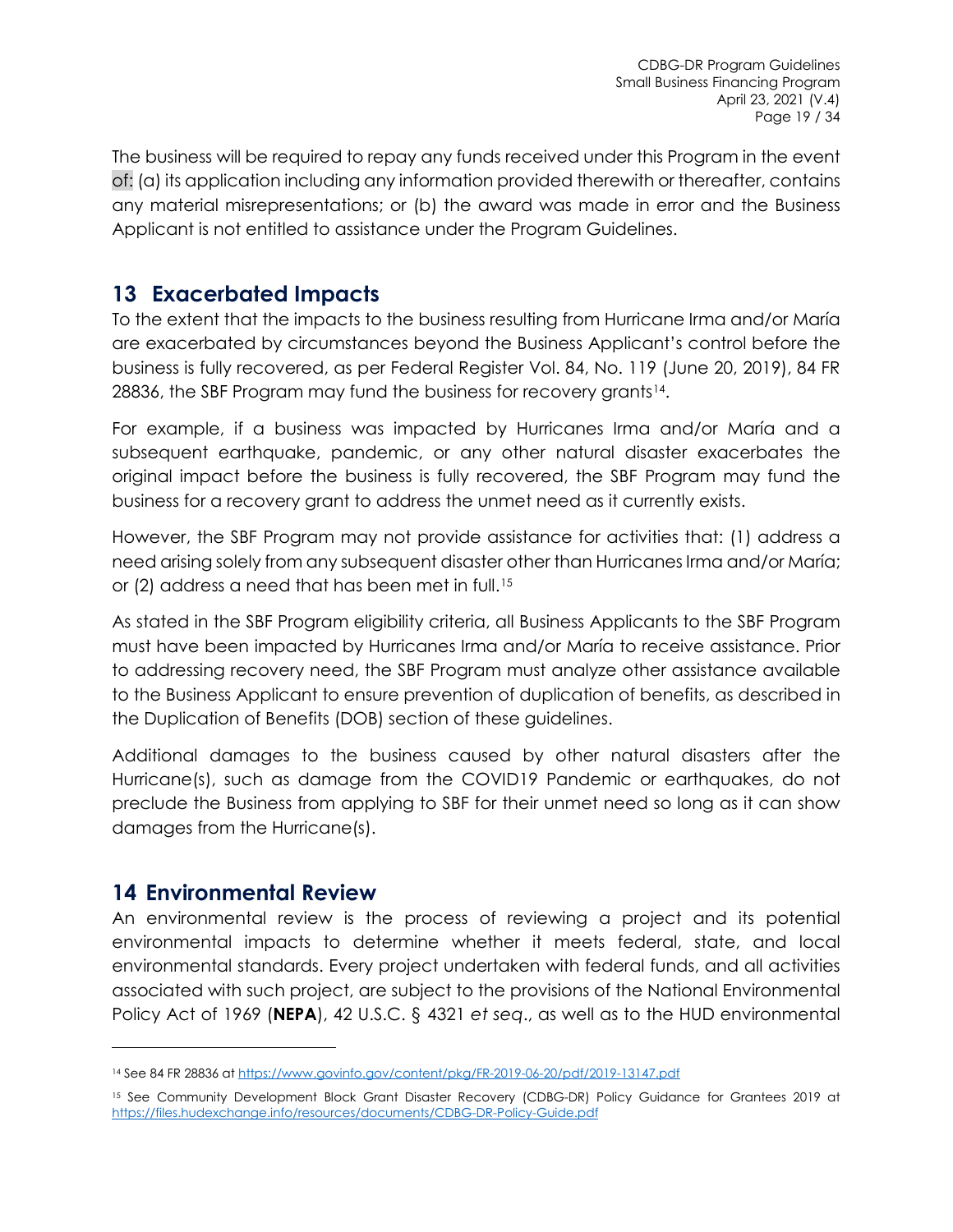The business will be required to repay any funds received under this Program in the event of: (a) its application including any information provided therewith or thereafter, contains any material misrepresentations; or (b) the award was made in error and the Business Applicant is not entitled to assistance under the Program Guidelines.

## 13 Exacerbated Impacts

To the extent that the impacts to the business resulting from Hurricane Irma and/or María are exacerbated by circumstances beyond the Business Applicant's control before the business is fully recovered, as per Federal Register Vol. 84, No. 119 (June 20, 2019), 84 FR 28836, the SBF Program may fund the business for recovery grants[14].

For example, if a business was impacted by Hurricanes Irma and/or María and a subsequent earthquake, pandemic, or any other natural disaster exacerbates the original impact before the business is fully recovered, the SBF Program may fund the business for a recovery grant to address the unmet need as it currently exists.

However, the SBF Program may not provide assistance for activities that: (1) address a need arising solely from any subsequent disaster other than Hurricanes Irma and/or María; or (2) address a need that has been met in full.[15]

As stated in the SBF Program eligibility criteria, all Business Applicants to the SBF Program must have been impacted by Hurricanes Irma and/or María to receive assistance. Prior to addressing recovery need, the SBF Program must analyze other assistance available to the Business Applicant to ensure prevention of duplication of benefits, as described in the Duplication of Benefits (DOB) section of these guidelines.

Additional damages to the business caused by other natural disasters after the Hurricane(s), such as damage from the COVID19 Pandemic or earthquakes, do not preclude the Business from applying to SBF for their unmet need so long as it can show damages from the Hurricane(s).

## 14 Environmental Review

An environmental review is the process of reviewing a project and its potential environmental impacts to determine whether it meets federal, state, and local environmental standards. Every project undertaken with federal funds, and all activities associated with such project, are subject to the provisions of the National Environmental Policy Act of 1969 (**NEPA**), 42 U.S.C. § 4321 *et seq*., as well as to the HUD environmental

---

[14] See 84 FR 28836 at https://www.govinfo.gov/content/pkg/FR-2019-06-20/pdf/2019-13147.pdf

[15] See Community Development Block Grant Disaster Recovery (CDBG-DR) Policy Guidance for Grantees 2019 at https://files.hudexchange.info/resources/documents/CDBG-DR-Policy-Guide.pdf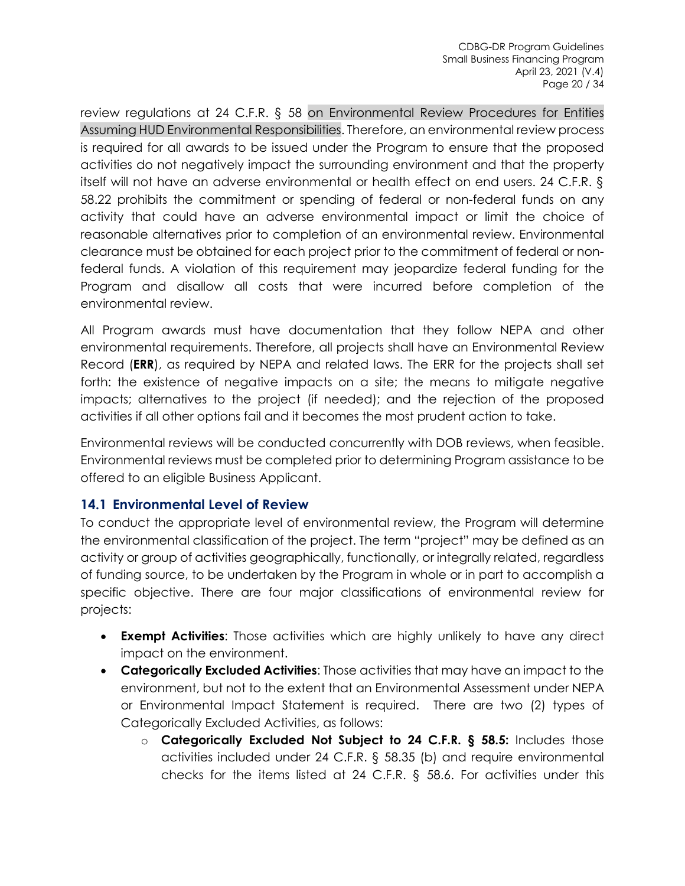review regulations at 24 C.F.R. § 58 on Environmental Review Procedures for Entities Assuming HUD Environmental Responsibilities. Therefore, an environmental review process is required for all awards to be issued under the Program to ensure that the proposed activities do not negatively impact the surrounding environment and that the property itself will not have an adverse environmental or health effect on end users. 24 C.F.R. § 58.22 prohibits the commitment or spending of federal or non-federal funds on any activity that could have an adverse environmental impact or limit the choice of reasonable alternatives prior to completion of an environmental review. Environmental clearance must be obtained for each project prior to the commitment of federal or non-federal funds. A violation of this requirement may jeopardize federal funding for the Program and disallow all costs that were incurred before completion of the environmental review.

All Program awards must have documentation that they follow NEPA and other environmental requirements. Therefore, all projects shall have an Environmental Review Record (**ERR**), as required by NEPA and related laws. The ERR for the projects shall set forth: the existence of negative impacts on a site; the means to mitigate negative impacts; alternatives to the project (if needed); and the rejection of the proposed activities if all other options fail and it becomes the most prudent action to take.

Environmental reviews will be conducted concurrently with DOB reviews, when feasible. Environmental reviews must be completed prior to determining Program assistance to be offered to an eligible Business Applicant.

## 14.1 Environmental Level of Review

To conduct the appropriate level of environmental review, the Program will determine the environmental classification of the project. The term "project" may be defined as an activity or group of activities geographically, functionally, or integrally related, regardless of funding source, to be undertaken by the Program in whole or in part to accomplish a specific objective. There are four major classifications of environmental review for projects:

- **Exempt Activities**: Those activities which are highly unlikely to have any direct impact on the environment.
- **Categorically Excluded Activities**: Those activities that may have an impact to the environment, but not to the extent that an Environmental Assessment under NEPA or Environmental Impact Statement is required. There are two (2) types of Categorically Excluded Activities, as follows:
  - **Categorically Excluded Not Subject to 24 C.F.R. § 58.5:** Includes those activities included under 24 C.F.R. § 58.35 (b) and require environmental checks for the items listed at 24 C.F.R. § 58.6. For activities under this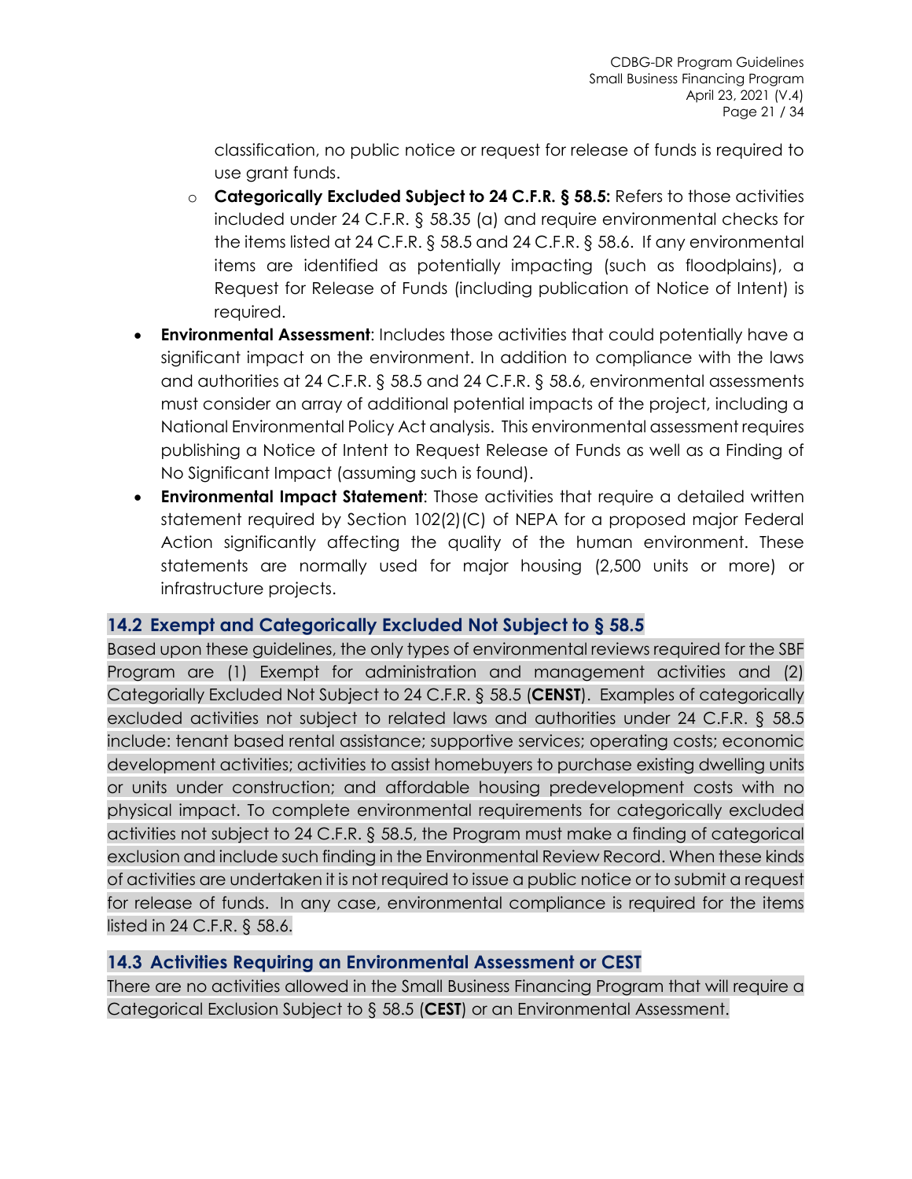classification, no public notice or request for release of funds is required to use grant funds.

  - **Categorically Excluded Subject to 24 C.F.R. § 58.5:** Refers to those activities included under 24 C.F.R. § 58.35 (a) and require environmental checks for the items listed at 24 C.F.R. § 58.5 and 24 C.F.R. § 58.6. If any environmental items are identified as potentially impacting (such as floodplains), a Request for Release of Funds (including publication of Notice of Intent) is required.
- **Environmental Assessment**: Includes those activities that could potentially have a significant impact on the environment. In addition to compliance with the laws and authorities at 24 C.F.R. § 58.5 and 24 C.F.R. § 58.6, environmental assessments must consider an array of additional potential impacts of the project, including a National Environmental Policy Act analysis. This environmental assessment requires publishing a Notice of Intent to Request Release of Funds as well as a Finding of No Significant Impact (assuming such is found).
- **Environmental Impact Statement**: Those activities that require a detailed written statement required by Section 102(2)(C) of NEPA for a proposed major Federal Action significantly affecting the quality of the human environment. These statements are normally used for major housing (2,500 units or more) or infrastructure projects.

## 14.2 Exempt and Categorically Excluded Not Subject to § 58.5

Based upon these guidelines, the only types of environmental reviews required for the SBF Program are (1) Exempt for administration and management activities and (2) Categorially Excluded Not Subject to 24 C.F.R. § 58.5 (**CENST**). Examples of categorically excluded activities not subject to related laws and authorities under 24 C.F.R. § 58.5 include: tenant based rental assistance; supportive services; operating costs; economic development activities; activities to assist homebuyers to purchase existing dwelling units or units under construction; and affordable housing predevelopment costs with no physical impact. To complete environmental requirements for categorically excluded activities not subject to 24 C.F.R. § 58.5, the Program must make a finding of categorical exclusion and include such finding in the Environmental Review Record. When these kinds of activities are undertaken it is not required to issue a public notice or to submit a request for release of funds. In any case, environmental compliance is required for the items listed in 24 C.F.R. § 58.6.

## 14.3 Activities Requiring an Environmental Assessment or CEST

There are no activities allowed in the Small Business Financing Program that will require a Categorical Exclusion Subject to § 58.5 (**CEST**) or an Environmental Assessment.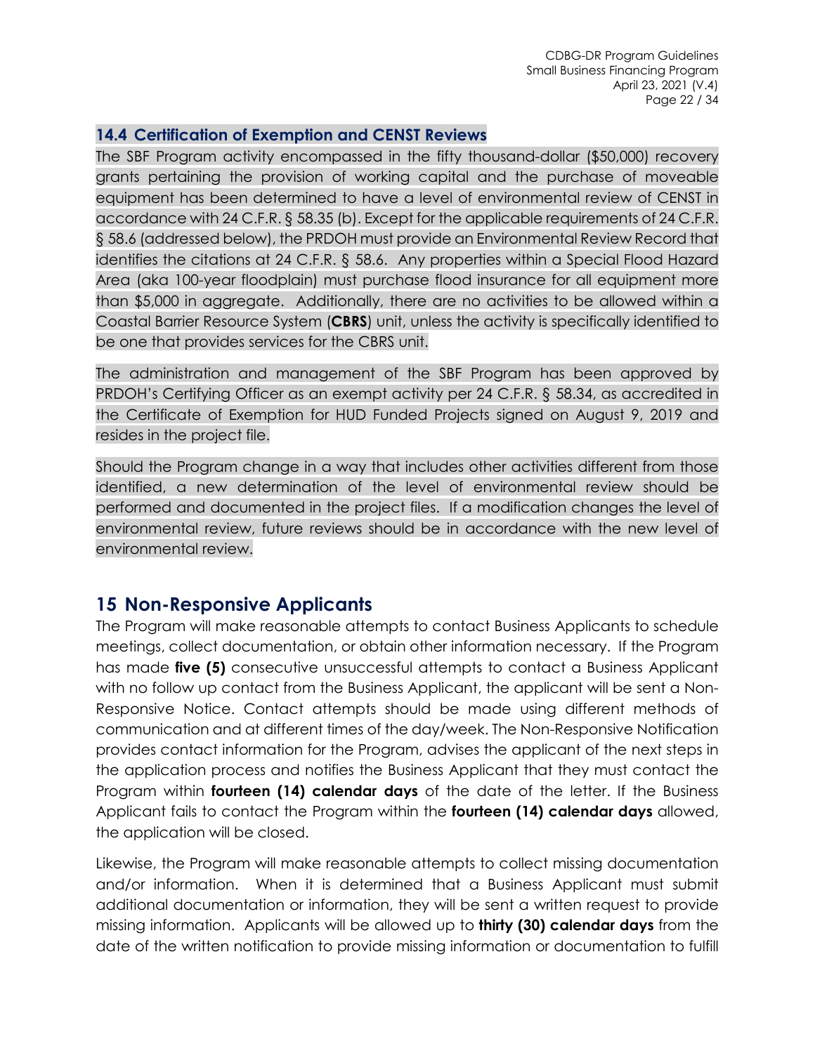### 14.4 Certification of Exemption and CENST Reviews

The SBF Program activity encompassed in the fifty thousand-dollar ($50,000) recovery grants pertaining the provision of working capital and the purchase of moveable equipment has been determined to have a level of environmental review of CENST in accordance with 24 C.F.R. § 58.35 (b). Except for the applicable requirements of 24 C.F.R. § 58.6 (addressed below), the PRDOH must provide an Environmental Review Record that identifies the citations at 24 C.F.R. § 58.6. Any properties within a Special Flood Hazard Area (aka 100-year floodplain) must purchase flood insurance for all equipment more than $5,000 in aggregate. Additionally, there are no activities to be allowed within a Coastal Barrier Resource System (**CBRS**) unit, unless the activity is specifically identified to be one that provides services for the CBRS unit.

The administration and management of the SBF Program has been approved by PRDOH's Certifying Officer as an exempt activity per 24 C.F.R. § 58.34, as accredited in the Certificate of Exemption for HUD Funded Projects signed on August 9, 2019 and resides in the project file.

Should the Program change in a way that includes other activities different from those identified, a new determination of the level of environmental review should be performed and documented in the project files. If a modification changes the level of environmental review, future reviews should be in accordance with the new level of environmental review.

## 15 Non-Responsive Applicants

The Program will make reasonable attempts to contact Business Applicants to schedule meetings, collect documentation, or obtain other information necessary. If the Program has made **five (5)** consecutive unsuccessful attempts to contact a Business Applicant with no follow up contact from the Business Applicant, the applicant will be sent a Non-Responsive Notice. Contact attempts should be made using different methods of communication and at different times of the day/week. The Non-Responsive Notification provides contact information for the Program, advises the applicant of the next steps in the application process and notifies the Business Applicant that they must contact the Program within **fourteen (14) calendar days** of the date of the letter. If the Business Applicant fails to contact the Program within the **fourteen (14) calendar days** allowed, the application will be closed.

Likewise, the Program will make reasonable attempts to collect missing documentation and/or information. When it is determined that a Business Applicant must submit additional documentation or information, they will be sent a written request to provide missing information. Applicants will be allowed up to **thirty (30) calendar days** from the date of the written notification to provide missing information or documentation to fulfill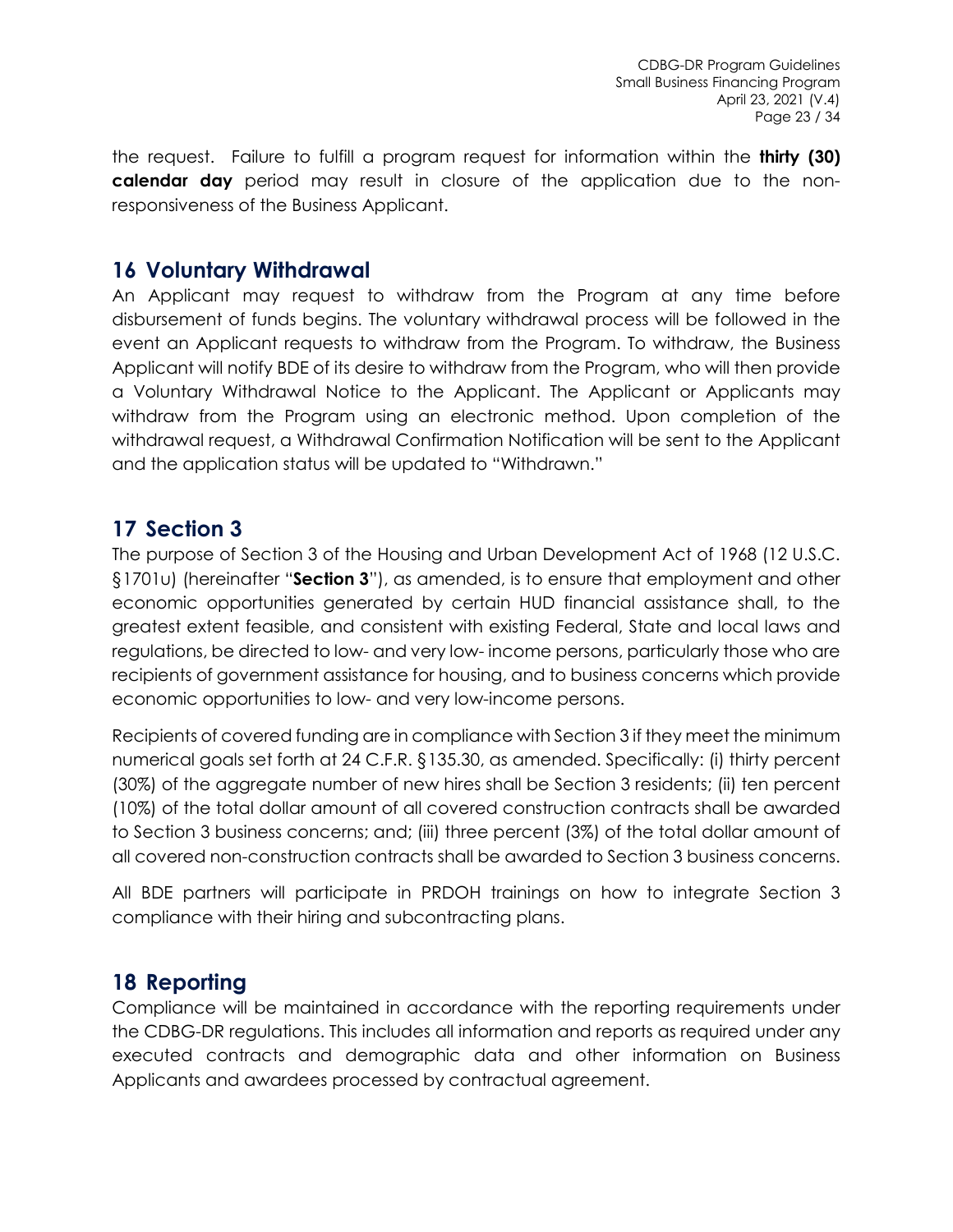the request. Failure to fulfill a program request for information within the **thirty (30) calendar day** period may result in closure of the application due to the non-responsiveness of the Business Applicant.

# 16 Voluntary Withdrawal

An Applicant may request to withdraw from the Program at any time before disbursement of funds begins. The voluntary withdrawal process will be followed in the event an Applicant requests to withdraw from the Program. To withdraw, the Business Applicant will notify BDE of its desire to withdraw from the Program, who will then provide a Voluntary Withdrawal Notice to the Applicant. The Applicant or Applicants may withdraw from the Program using an electronic method. Upon completion of the withdrawal request, a Withdrawal Confirmation Notification will be sent to the Applicant and the application status will be updated to "Withdrawn."

# 17 Section 3

The purpose of Section 3 of the Housing and Urban Development Act of 1968 (12 U.S.C. §1701u) (hereinafter "**Section 3**"), as amended, is to ensure that employment and other economic opportunities generated by certain HUD financial assistance shall, to the greatest extent feasible, and consistent with existing Federal, State and local laws and regulations, be directed to low- and very low- income persons, particularly those who are recipients of government assistance for housing, and to business concerns which provide economic opportunities to low- and very low-income persons.

Recipients of covered funding are in compliance with Section 3 if they meet the minimum numerical goals set forth at 24 C.F.R. §135.30, as amended. Specifically: (i) thirty percent (30%) of the aggregate number of new hires shall be Section 3 residents; (ii) ten percent (10%) of the total dollar amount of all covered construction contracts shall be awarded to Section 3 business concerns; and; (iii) three percent (3%) of the total dollar amount of all covered non-construction contracts shall be awarded to Section 3 business concerns.

All BDE partners will participate in PRDOH trainings on how to integrate Section 3 compliance with their hiring and subcontracting plans.

# 18 Reporting

Compliance will be maintained in accordance with the reporting requirements under the CDBG-DR regulations. This includes all information and reports as required under any executed contracts and demographic data and other information on Business Applicants and awardees processed by contractual agreement.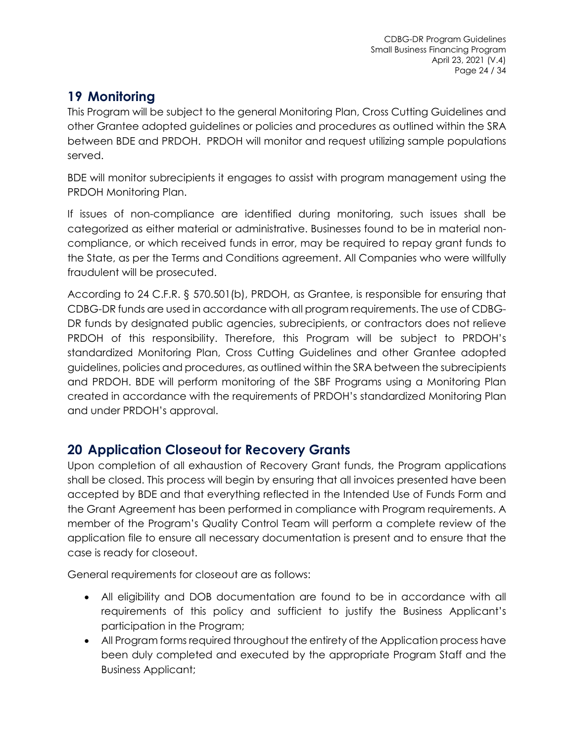## 19 Monitoring

This Program will be subject to the general Monitoring Plan, Cross Cutting Guidelines and other Grantee adopted guidelines or policies and procedures as outlined within the SRA between BDE and PRDOH. PRDOH will monitor and request utilizing sample populations served.

BDE will monitor subrecipients it engages to assist with program management using the PRDOH Monitoring Plan.

If issues of non-compliance are identified during monitoring, such issues shall be categorized as either material or administrative. Businesses found to be in material non-compliance, or which received funds in error, may be required to repay grant funds to the State, as per the Terms and Conditions agreement. All Companies who were willfully fraudulent will be prosecuted.

According to 24 C.F.R. § 570.501(b), PRDOH, as Grantee, is responsible for ensuring that CDBG-DR funds are used in accordance with all program requirements. The use of CDBG-DR funds by designated public agencies, subrecipients, or contractors does not relieve PRDOH of this responsibility. Therefore, this Program will be subject to PRDOH's standardized Monitoring Plan, Cross Cutting Guidelines and other Grantee adopted guidelines, policies and procedures, as outlined within the SRA between the subrecipients and PRDOH. BDE will perform monitoring of the SBF Programs using a Monitoring Plan created in accordance with the requirements of PRDOH's standardized Monitoring Plan and under PRDOH's approval.

## 20 Application Closeout for Recovery Grants

Upon completion of all exhaustion of Recovery Grant funds, the Program applications shall be closed. This process will begin by ensuring that all invoices presented have been accepted by BDE and that everything reflected in the Intended Use of Funds Form and the Grant Agreement has been performed in compliance with Program requirements. A member of the Program's Quality Control Team will perform a complete review of the application file to ensure all necessary documentation is present and to ensure that the case is ready for closeout.

General requirements for closeout are as follows:

- All eligibility and DOB documentation are found to be in accordance with all requirements of this policy and sufficient to justify the Business Applicant's participation in the Program;
- All Program forms required throughout the entirety of the Application process have been duly completed and executed by the appropriate Program Staff and the Business Applicant;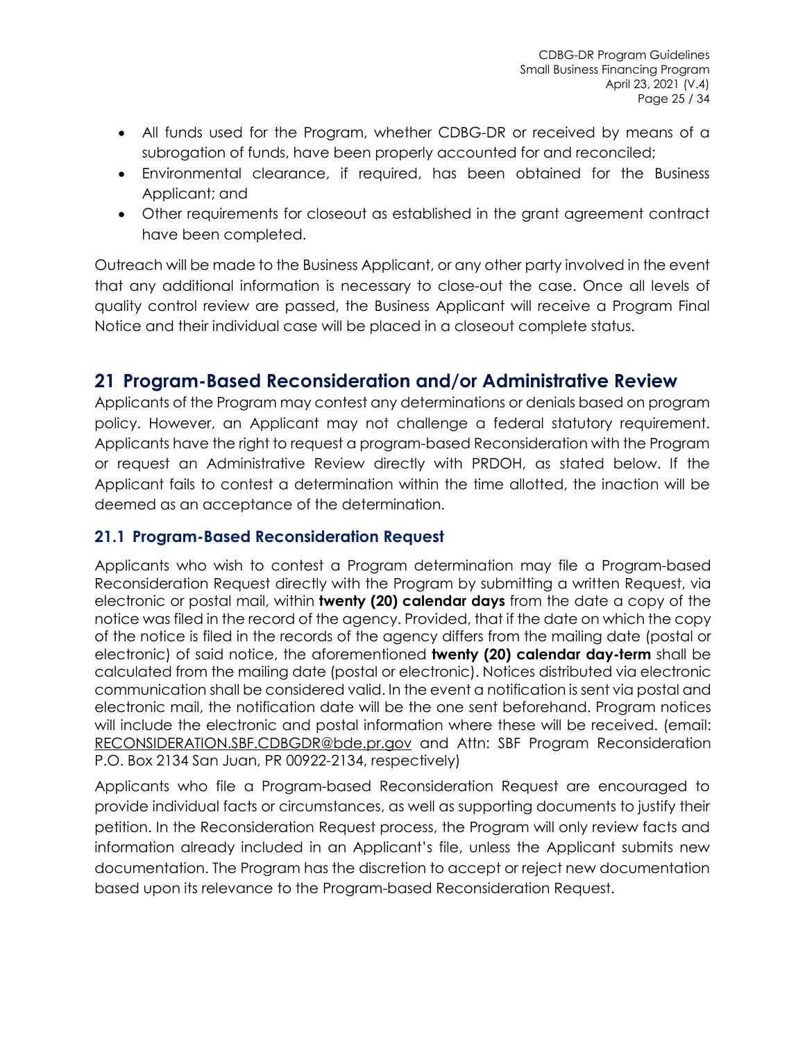- All funds used for the Program, whether CDBG-DR or received by means of a subrogation of funds, have been properly accounted for and reconciled;
- Environmental clearance, if required, has been obtained for the Business Applicant; and
- Other requirements for closeout as established in the grant agreement contract have been completed.

Outreach will be made to the Business Applicant, or any other party involved in the event that any additional information is necessary to close-out the case. Once all levels of quality control review are passed, the Business Applicant will receive a Program Final Notice and their individual case will be placed in a closeout complete status.

## 21 Program-Based Reconsideration and/or Administrative Review

Applicants of the Program may contest any determinations or denials based on program policy. However, an Applicant may not challenge a federal statutory requirement. Applicants have the right to request a program-based Reconsideration with the Program or request an Administrative Review directly with PRDOH, as stated below. If the Applicant fails to contest a determination within the time allotted, the inaction will be deemed as an acceptance of the determination.

### 21.1 Program-Based Reconsideration Request

Applicants who wish to contest a Program determination may file a Program-based Reconsideration Request directly with the Program by submitting a written Request, via electronic or postal mail, within **twenty (20) calendar days** from the date a copy of the notice was filed in the record of the agency. Provided, that if the date on which the copy of the notice is filed in the records of the agency differs from the mailing date (postal or electronic) of said notice, the aforementioned **twenty (20) calendar day-term** shall be calculated from the mailing date (postal or electronic). Notices distributed via electronic communication shall be considered valid. In the event a notification is sent via postal and electronic mail, the notification date will be the one sent beforehand. Program notices will include the electronic and postal information where these will be received. (email: RECONSIDERATION.SBF.CDBGDR@bde.pr.gov and Attn: SBF Program Reconsideration P.O. Box 2134 San Juan, PR 00922-2134, respectively)

Applicants who file a Program-based Reconsideration Request are encouraged to provide individual facts or circumstances, as well as supporting documents to justify their petition. In the Reconsideration Request process, the Program will only review facts and information already included in an Applicant's file, unless the Applicant submits new documentation. The Program has the discretion to accept or reject new documentation based upon its relevance to the Program-based Reconsideration Request.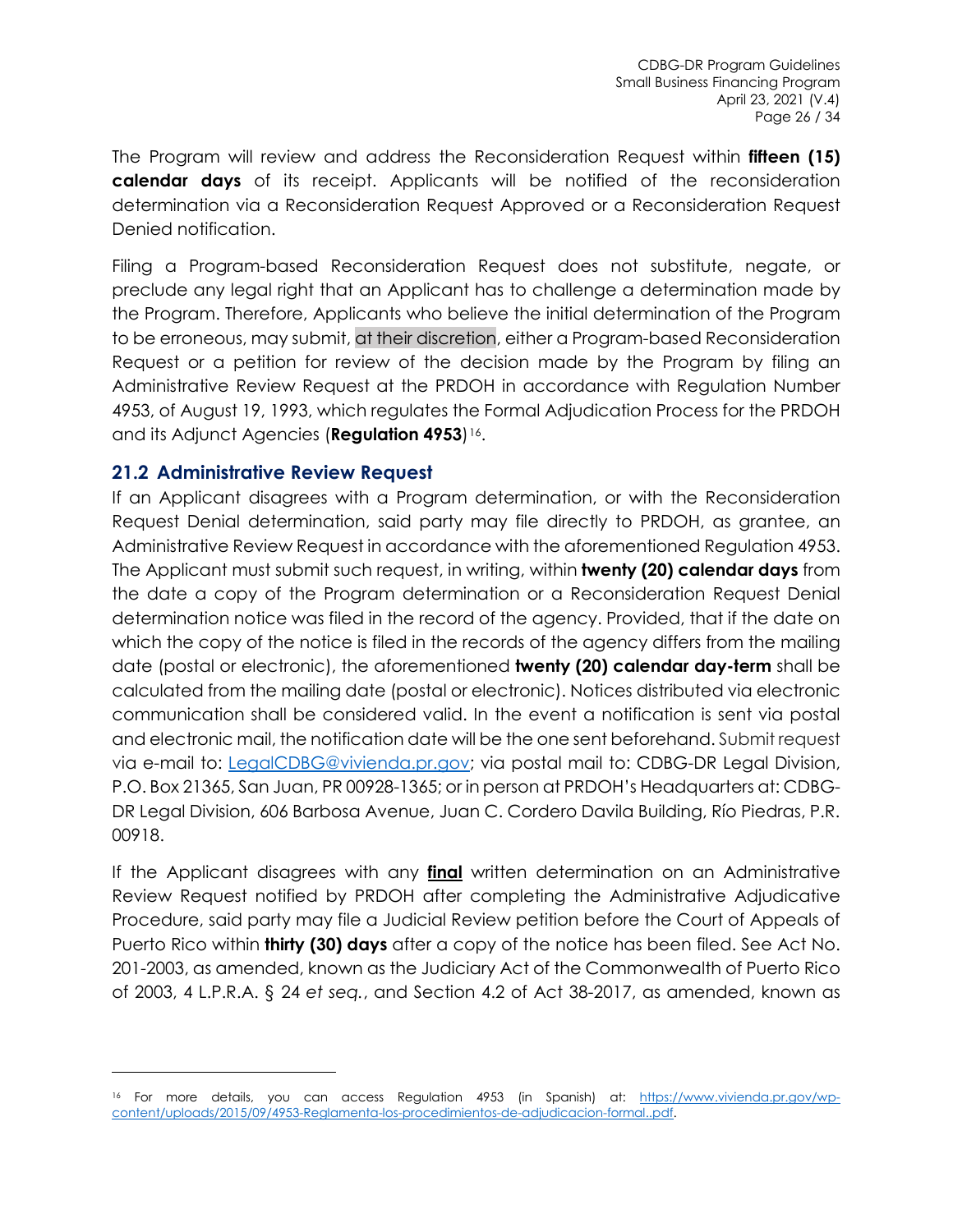The Program will review and address the Reconsideration Request within **fifteen (15) calendar days** of its receipt. Applicants will be notified of the reconsideration determination via a Reconsideration Request Approved or a Reconsideration Request Denied notification.

Filing a Program-based Reconsideration Request does not substitute, negate, or preclude any legal right that an Applicant has to challenge a determination made by the Program. Therefore, Applicants who believe the initial determination of the Program to be erroneous, may submit, at their discretion, either a Program-based Reconsideration Request or a petition for review of the decision made by the Program by filing an Administrative Review Request at the PRDOH in accordance with Regulation Number 4953, of August 19, 1993, which regulates the Formal Adjudication Process for the PRDOH and its Adjunct Agencies (**Regulation 4953**)[16].

## 21.2 Administrative Review Request

If an Applicant disagrees with a Program determination, or with the Reconsideration Request Denial determination, said party may file directly to PRDOH, as grantee, an Administrative Review Request in accordance with the aforementioned Regulation 4953. The Applicant must submit such request, in writing, within **twenty (20) calendar days** from the date a copy of the Program determination or a Reconsideration Request Denial determination notice was filed in the record of the agency. Provided, that if the date on which the copy of the notice is filed in the records of the agency differs from the mailing date (postal or electronic), the aforementioned **twenty (20) calendar day-term** shall be calculated from the mailing date (postal or electronic). Notices distributed via electronic communication shall be considered valid. In the event a notification is sent via postal and electronic mail, the notification date will be the one sent beforehand. Submit request via e-mail to: LegalCDBG@vivienda.pr.gov; via postal mail to: CDBG-DR Legal Division, P.O. Box 21365, San Juan, PR 00928-1365; or in person at PRDOH's Headquarters at: CDBG-DR Legal Division, 606 Barbosa Avenue, Juan C. Cordero Davila Building, Río Piedras, P.R. 00918.

If the Applicant disagrees with any **final** written determination on an Administrative Review Request notified by PRDOH after completing the Administrative Adjudicative Procedure, said party may file a Judicial Review petition before the Court of Appeals of Puerto Rico within **thirty (30) days** after a copy of the notice has been filed. See Act No. 201-2003, as amended, known as the Judiciary Act of the Commonwealth of Puerto Rico of 2003, 4 L.P.R.A. § 24 *et seq.*, and Section 4.2 of Act 38-2017, as amended, known as

---

[16] For more details, you can access Regulation 4953 (in Spanish) at: https://www.vivienda.pr.gov/wp-content/uploads/2015/09/4953-Reglamenta-los-procedimientos-de-adjudicacion-formal..pdf.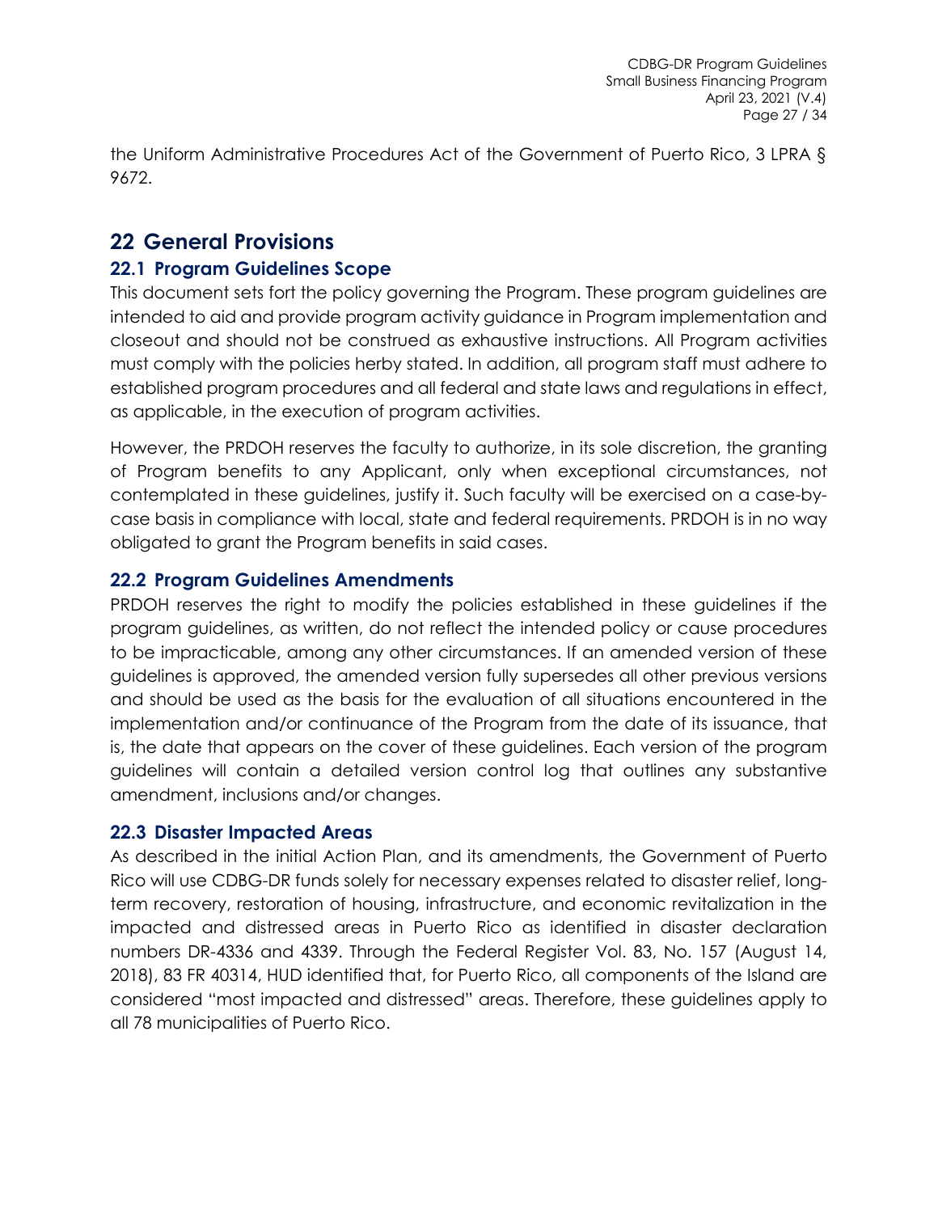the Uniform Administrative Procedures Act of the Government of Puerto Rico, 3 LPRA § 9672.

# 22 General Provisions

## 22.1 Program Guidelines Scope

This document sets fort the policy governing the Program. These program guidelines are intended to aid and provide program activity guidance in Program implementation and closeout and should not be construed as exhaustive instructions. All Program activities must comply with the policies herby stated. In addition, all program staff must adhere to established program procedures and all federal and state laws and regulations in effect, as applicable, in the execution of program activities.

However, the PRDOH reserves the faculty to authorize, in its sole discretion, the granting of Program benefits to any Applicant, only when exceptional circumstances, not contemplated in these guidelines, justify it. Such faculty will be exercised on a case-by-case basis in compliance with local, state and federal requirements. PRDOH is in no way obligated to grant the Program benefits in said cases.

## 22.2 Program Guidelines Amendments

PRDOH reserves the right to modify the policies established in these guidelines if the program guidelines, as written, do not reflect the intended policy or cause procedures to be impracticable, among any other circumstances. If an amended version of these guidelines is approved, the amended version fully supersedes all other previous versions and should be used as the basis for the evaluation of all situations encountered in the implementation and/or continuance of the Program from the date of its issuance, that is, the date that appears on the cover of these guidelines. Each version of the program guidelines will contain a detailed version control log that outlines any substantive amendment, inclusions and/or changes.

## 22.3 Disaster Impacted Areas

As described in the initial Action Plan, and its amendments, the Government of Puerto Rico will use CDBG-DR funds solely for necessary expenses related to disaster relief, long-term recovery, restoration of housing, infrastructure, and economic revitalization in the impacted and distressed areas in Puerto Rico as identified in disaster declaration numbers DR-4336 and 4339. Through the Federal Register Vol. 83, No. 157 (August 14, 2018), 83 FR 40314, HUD identified that, for Puerto Rico, all components of the Island are considered "most impacted and distressed" areas. Therefore, these guidelines apply to all 78 municipalities of Puerto Rico.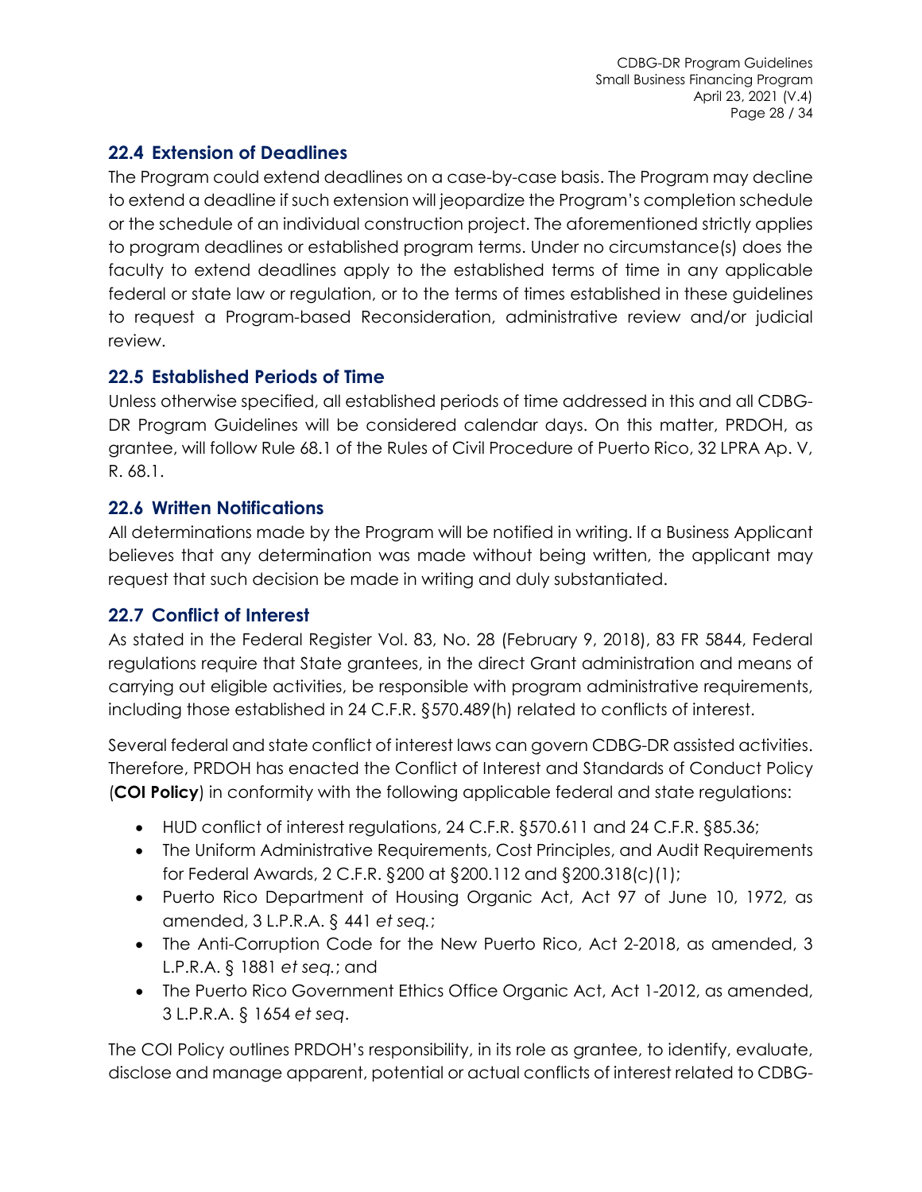## 22.4 Extension of Deadlines

The Program could extend deadlines on a case-by-case basis. The Program may decline to extend a deadline if such extension will jeopardize the Program's completion schedule or the schedule of an individual construction project. The aforementioned strictly applies to program deadlines or established program terms. Under no circumstance(s) does the faculty to extend deadlines apply to the established terms of time in any applicable federal or state law or regulation, or to the terms of times established in these guidelines to request a Program-based Reconsideration, administrative review and/or judicial review.

## 22.5 Established Periods of Time

Unless otherwise specified, all established periods of time addressed in this and all CDBG-DR Program Guidelines will be considered calendar days. On this matter, PRDOH, as grantee, will follow Rule 68.1 of the Rules of Civil Procedure of Puerto Rico, 32 LPRA Ap. V, R. 68.1.

## 22.6 Written Notifications

All determinations made by the Program will be notified in writing. If a Business Applicant believes that any determination was made without being written, the applicant may request that such decision be made in writing and duly substantiated.

## 22.7 Conflict of Interest

As stated in the Federal Register Vol. 83, No. 28 (February 9, 2018), 83 FR 5844, Federal regulations require that State grantees, in the direct Grant administration and means of carrying out eligible activities, be responsible with program administrative requirements, including those established in 24 C.F.R. §570.489(h) related to conflicts of interest.

Several federal and state conflict of interest laws can govern CDBG-DR assisted activities. Therefore, PRDOH has enacted the Conflict of Interest and Standards of Conduct Policy (**COI Policy**) in conformity with the following applicable federal and state regulations:

- HUD conflict of interest regulations, 24 C.F.R. §570.611 and 24 C.F.R. §85.36;
- The Uniform Administrative Requirements, Cost Principles, and Audit Requirements for Federal Awards, 2 C.F.R. §200 at §200.112 and §200.318(c)(1);
- Puerto Rico Department of Housing Organic Act, Act 97 of June 10, 1972, as amended, 3 L.P.R.A. § 441 *et seq.*;
- The Anti-Corruption Code for the New Puerto Rico, Act 2-2018, as amended, 3 L.P.R.A. § 1881 *et seq.*; and
- The Puerto Rico Government Ethics Office Organic Act, Act 1-2012, as amended, 3 L.P.R.A. § 1654 *et seq*.

The COI Policy outlines PRDOH's responsibility, in its role as grantee, to identify, evaluate, disclose and manage apparent, potential or actual conflicts of interest related to CDBG-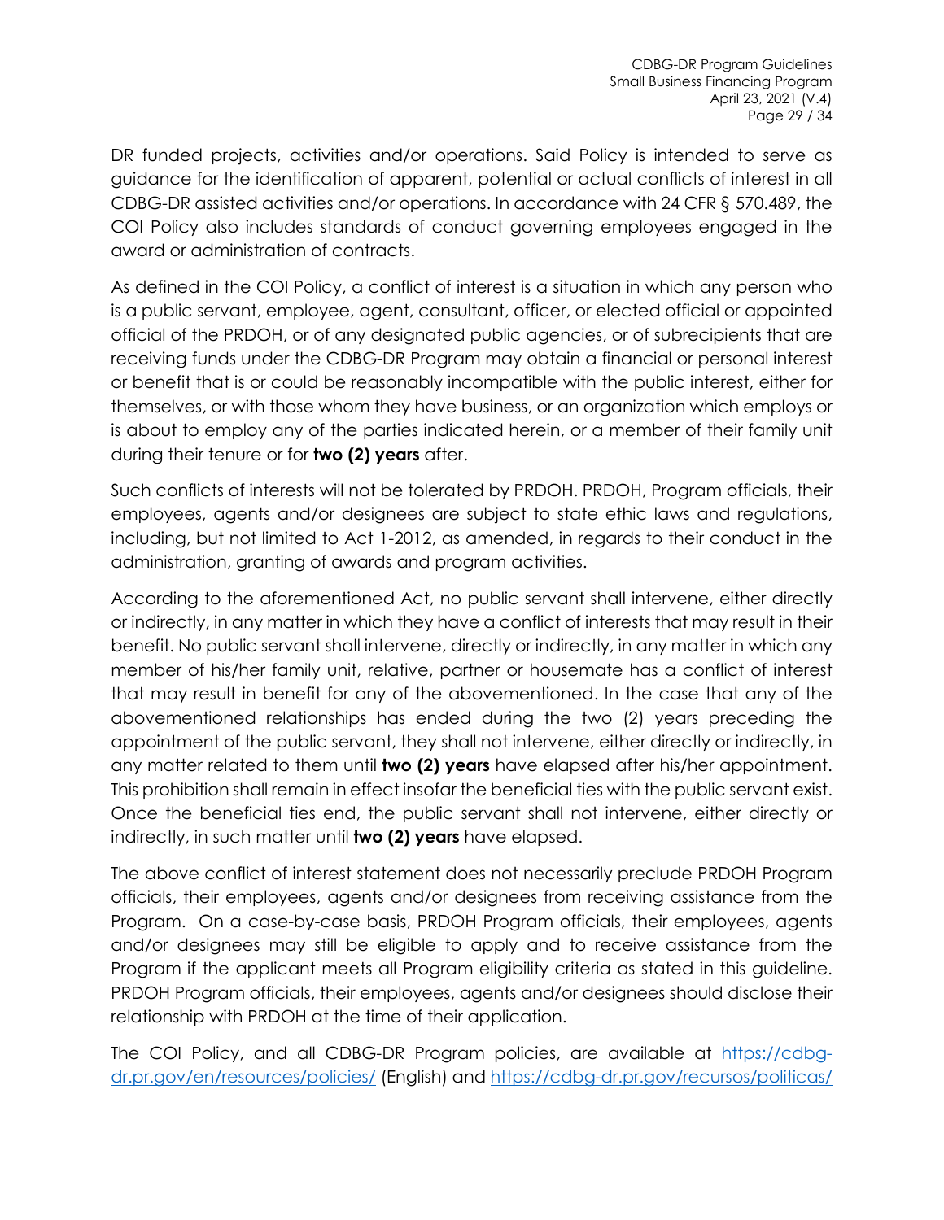DR funded projects, activities and/or operations. Said Policy is intended to serve as guidance for the identification of apparent, potential or actual conflicts of interest in all CDBG-DR assisted activities and/or operations. In accordance with 24 CFR § 570.489, the COI Policy also includes standards of conduct governing employees engaged in the award or administration of contracts.

As defined in the COI Policy, a conflict of interest is a situation in which any person who is a public servant, employee, agent, consultant, officer, or elected official or appointed official of the PRDOH, or of any designated public agencies, or of subrecipients that are receiving funds under the CDBG-DR Program may obtain a financial or personal interest or benefit that is or could be reasonably incompatible with the public interest, either for themselves, or with those whom they have business, or an organization which employs or is about to employ any of the parties indicated herein, or a member of their family unit during their tenure or for **two (2) years** after.

Such conflicts of interests will not be tolerated by PRDOH. PRDOH, Program officials, their employees, agents and/or designees are subject to state ethic laws and regulations, including, but not limited to Act 1-2012, as amended, in regards to their conduct in the administration, granting of awards and program activities.

According to the aforementioned Act, no public servant shall intervene, either directly or indirectly, in any matter in which they have a conflict of interests that may result in their benefit. No public servant shall intervene, directly or indirectly, in any matter in which any member of his/her family unit, relative, partner or housemate has a conflict of interest that may result in benefit for any of the abovementioned. In the case that any of the abovementioned relationships has ended during the two (2) years preceding the appointment of the public servant, they shall not intervene, either directly or indirectly, in any matter related to them until **two (2) years** have elapsed after his/her appointment. This prohibition shall remain in effect insofar the beneficial ties with the public servant exist. Once the beneficial ties end, the public servant shall not intervene, either directly or indirectly, in such matter until **two (2) years** have elapsed.

The above conflict of interest statement does not necessarily preclude PRDOH Program officials, their employees, agents and/or designees from receiving assistance from the Program. On a case-by-case basis, PRDOH Program officials, their employees, agents and/or designees may still be eligible to apply and to receive assistance from the Program if the applicant meets all Program eligibility criteria as stated in this guideline. PRDOH Program officials, their employees, agents and/or designees should disclose their relationship with PRDOH at the time of their application.

The COI Policy, and all CDBG-DR Program policies, are available at [https://cdbg-dr.pr.gov/en/resources/policies/](https://cdbg-dr.pr.gov/en/resources/policies/) (English) and [https://cdbg-dr.pr.gov/recursos/politicas/](https://cdbg-dr.pr.gov/recursos/politicas/)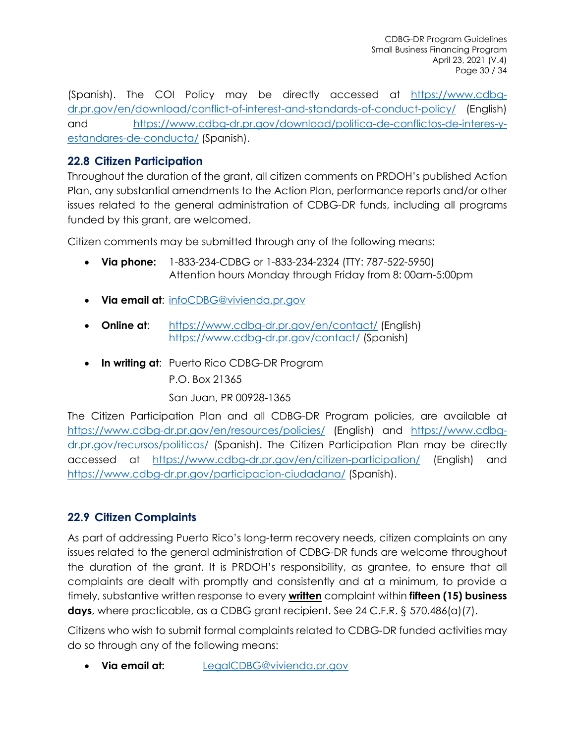(Spanish). The COI Policy may be directly accessed at https://www.cdbg-dr.pr.gov/en/download/conflict-of-interest-and-standards-of-conduct-policy/ (English) and https://www.cdbg-dr.pr.gov/download/politica-de-conflictos-de-interes-y-estandares-de-conducta/ (Spanish).

## 22.8 Citizen Participation

Throughout the duration of the grant, all citizen comments on PRDOH's published Action Plan, any substantial amendments to the Action Plan, performance reports and/or other issues related to the general administration of CDBG-DR funds, including all programs funded by this grant, are welcomed.

Citizen comments may be submitted through any of the following means:

- **Via phone:** 1-833-234-CDBG or 1-833-234-2324 (TTY: 787-522-5950)
  Attention hours Monday through Friday from 8: 00am-5:00pm
- **Via email at**: infoCDBG@vivienda.pr.gov
- **Online at**: https://www.cdbg-dr.pr.gov/en/contact/ (English)
  https://www.cdbg-dr.pr.gov/contact/ (Spanish)
- **In writing at**: Puerto Rico CDBG-DR Program
  P.O. Box 21365
  San Juan, PR 00928-1365

The Citizen Participation Plan and all CDBG-DR Program policies, are available at https://www.cdbg-dr.pr.gov/en/resources/policies/ (English) and https://www.cdbg-dr.pr.gov/recursos/politicas/ (Spanish). The Citizen Participation Plan may be directly accessed at https://www.cdbg-dr.pr.gov/en/citizen-participation/ (English) and https://www.cdbg-dr.pr.gov/participacion-ciudadana/ (Spanish).

## 22.9 Citizen Complaints

As part of addressing Puerto Rico's long-term recovery needs, citizen complaints on any issues related to the general administration of CDBG-DR funds are welcome throughout the duration of the grant. It is PRDOH's responsibility, as grantee, to ensure that all complaints are dealt with promptly and consistently and at a minimum, to provide a timely, substantive written response to every **written** complaint within **fifteen (15) business days**, where practicable, as a CDBG grant recipient. See 24 C.F.R. § 570.486(a)(7).

Citizens who wish to submit formal complaints related to CDBG-DR funded activities may do so through any of the following means:

- **Via email at:** LegalCDBG@vivienda.pr.gov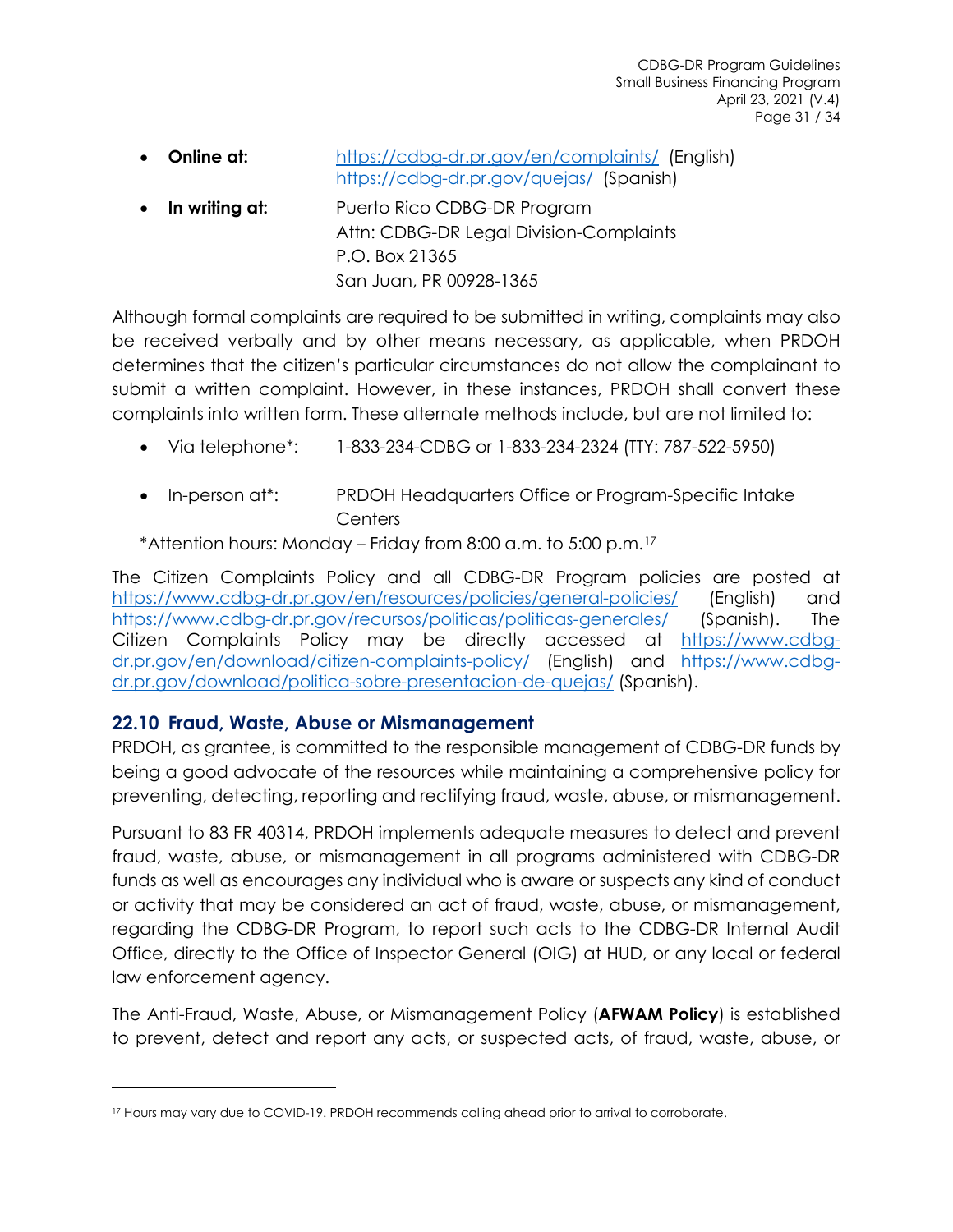- **Online at:** https://cdbg-dr.pr.gov/en/complaints/ (English)
  https://cdbg-dr.pr.gov/quejas/ (Spanish)
- **In writing at:** Puerto Rico CDBG-DR Program
  Attn: CDBG-DR Legal Division-Complaints
  P.O. Box 21365
  San Juan, PR 00928-1365

Although formal complaints are required to be submitted in writing, complaints may also be received verbally and by other means necessary, as applicable, when PRDOH determines that the citizen's particular circumstances do not allow the complainant to submit a written complaint. However, in these instances, PRDOH shall convert these complaints into written form. These alternate methods include, but are not limited to:

- Via telephone*: 1-833-234-CDBG or 1-833-234-2324 (TTY: 787-522-5950)
- In-person at*: PRDOH Headquarters Office or Program-Specific Intake Centers

*Attention hours: Monday – Friday from 8:00 a.m. to 5:00 p.m.[17]

The Citizen Complaints Policy and all CDBG-DR Program policies are posted at https://www.cdbg-dr.pr.gov/en/resources/policies/general-policies/ (English) and https://www.cdbg-dr.pr.gov/recursos/politicas/politicas-generales/ (Spanish). The Citizen Complaints Policy may be directly accessed at https://www.cdbg-dr.pr.gov/en/download/citizen-complaints-policy/ (English) and https://www.cdbg-dr.pr.gov/download/politica-sobre-presentacion-de-quejas/ (Spanish).

## 22.10 Fraud, Waste, Abuse or Mismanagement

PRDOH, as grantee, is committed to the responsible management of CDBG-DR funds by being a good advocate of the resources while maintaining a comprehensive policy for preventing, detecting, reporting and rectifying fraud, waste, abuse, or mismanagement.

Pursuant to 83 FR 40314, PRDOH implements adequate measures to detect and prevent fraud, waste, abuse, or mismanagement in all programs administered with CDBG-DR funds as well as encourages any individual who is aware or suspects any kind of conduct or activity that may be considered an act of fraud, waste, abuse, or mismanagement, regarding the CDBG-DR Program, to report such acts to the CDBG-DR Internal Audit Office, directly to the Office of Inspector General (OIG) at HUD, or any local or federal law enforcement agency.

The Anti-Fraud, Waste, Abuse, or Mismanagement Policy (**AFWAM Policy**) is established to prevent, detect and report any acts, or suspected acts, of fraud, waste, abuse, or

---

[17] Hours may vary due to COVID-19. PRDOH recommends calling ahead prior to arrival to corroborate.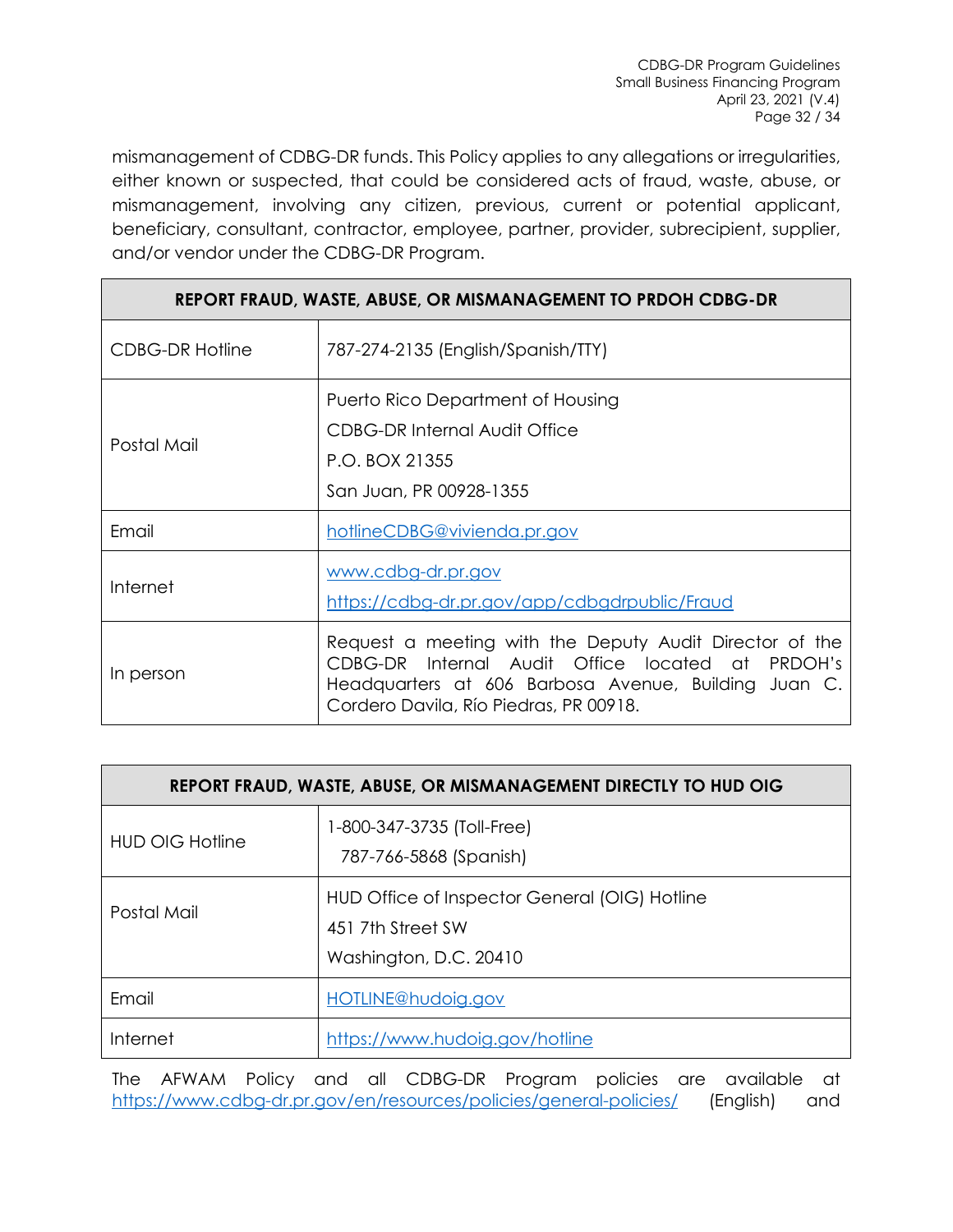mismanagement of CDBG-DR funds. This Policy applies to any allegations or irregularities, either known or suspected, that could be considered acts of fraud, waste, abuse, or mismanagement, involving any citizen, previous, current or potential applicant, beneficiary, consultant, contractor, employee, partner, provider, subrecipient, supplier, and/or vendor under the CDBG-DR Program.

| REPORT FRAUD, WASTE, ABUSE, OR MISMANAGEMENT TO PRDOH CDBG-DR | |
|---|---|
| CDBG-DR Hotline | 787-274-2135 (English/Spanish/TTY) |
| Postal Mail | Puerto Rico Department of Housing<br>CDBG-DR Internal Audit Office<br>P.O. BOX 21355<br>San Juan, PR 00928-1355 |
| Email | hotlineCDBG@vivienda.pr.gov |
| Internet | www.cdbg-dr.pr.gov<br>https://cdbg-dr.pr.gov/app/cdbgdrpublic/Fraud |
| In person | Request a meeting with the Deputy Audit Director of the CDBG-DR Internal Audit Office located at PRDOH's Headquarters at 606 Barbosa Avenue, Building Juan C. Cordero Davila, Río Piedras, PR 00918. |

| REPORT FRAUD, WASTE, ABUSE, OR MISMANAGEMENT DIRECTLY TO HUD OIG | |
|---|---|
| HUD OIG Hotline | 1-800-347-3735 (Toll-Free)<br>787-766-5868 (Spanish) |
| Postal Mail | HUD Office of Inspector General (OIG) Hotline<br>451 7th Street SW<br>Washington, D.C. 20410 |
| Email | HOTLINE@hudoig.gov |
| Internet | https://www.hudoig.gov/hotline |

The AFWAM Policy and all CDBG-DR Program policies are available at https://www.cdbg-dr.pr.gov/en/resources/policies/general-policies/ (English) and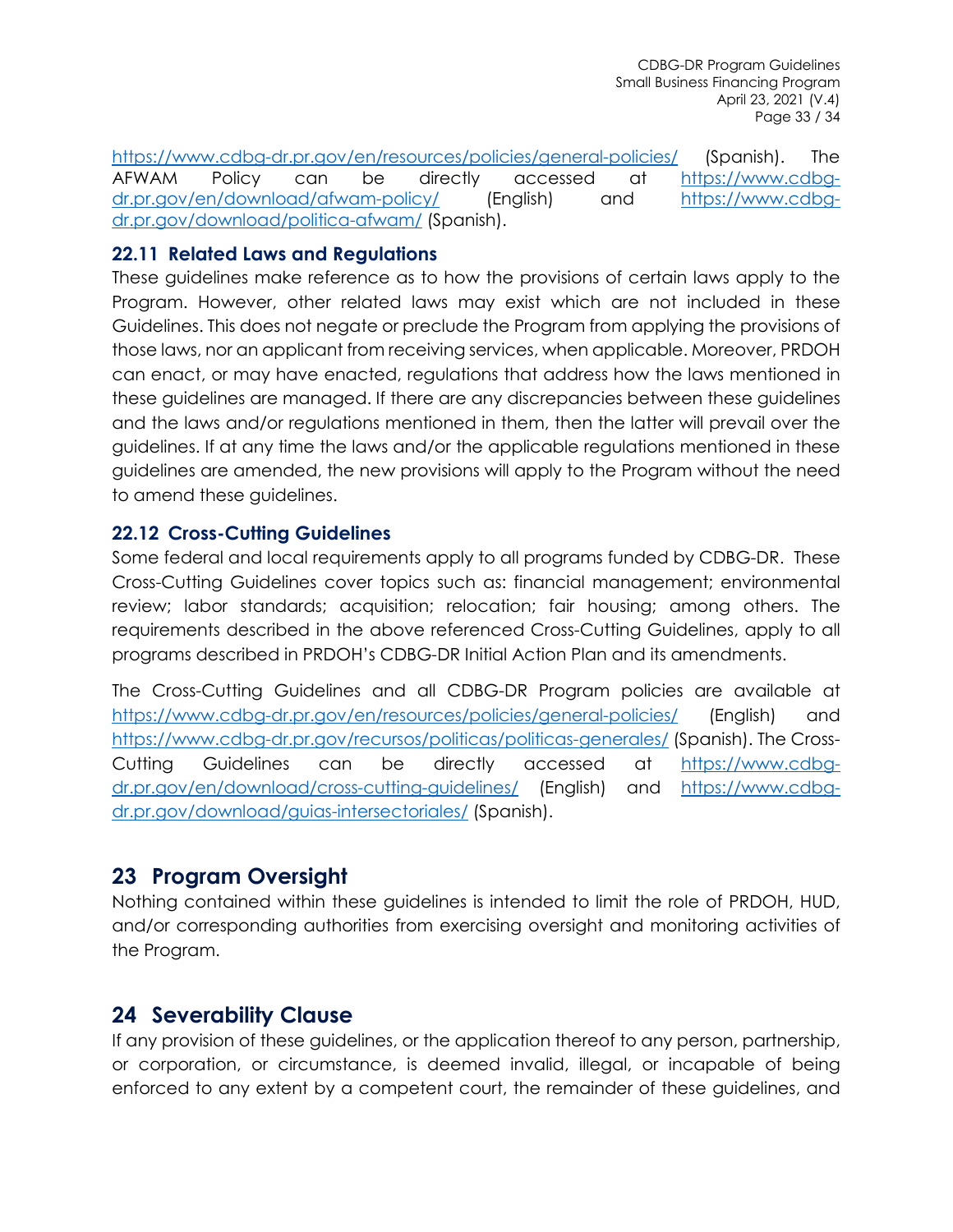https://www.cdbg-dr.pr.gov/en/resources/policies/general-policies/ (Spanish). The AFWAM Policy can be directly accessed at https://www.cdbg-dr.pr.gov/en/download/afwam-policy/ (English) and https://www.cdbg-dr.pr.gov/download/politica-afwam/ (Spanish).

### 22.11 Related Laws and Regulations

These guidelines make reference as to how the provisions of certain laws apply to the Program. However, other related laws may exist which are not included in these Guidelines. This does not negate or preclude the Program from applying the provisions of those laws, nor an applicant from receiving services, when applicable. Moreover, PRDOH can enact, or may have enacted, regulations that address how the laws mentioned in these guidelines are managed. If there are any discrepancies between these guidelines and the laws and/or regulations mentioned in them, then the latter will prevail over the guidelines. If at any time the laws and/or the applicable regulations mentioned in these guidelines are amended, the new provisions will apply to the Program without the need to amend these guidelines.

### 22.12 Cross-Cutting Guidelines

Some federal and local requirements apply to all programs funded by CDBG-DR. These Cross-Cutting Guidelines cover topics such as: financial management; environmental review; labor standards; acquisition; relocation; fair housing; among others. The requirements described in the above referenced Cross-Cutting Guidelines, apply to all programs described in PRDOH's CDBG-DR Initial Action Plan and its amendments.

The Cross-Cutting Guidelines and all CDBG-DR Program policies are available at https://www.cdbg-dr.pr.gov/en/resources/policies/general-policies/ (English) and https://www.cdbg-dr.pr.gov/recursos/politicas/politicas-generales/ (Spanish). The Cross-Cutting Guidelines can be directly accessed at https://www.cdbg-dr.pr.gov/en/download/cross-cutting-guidelines/ (English) and https://www.cdbg-dr.pr.gov/download/guias-intersectoriales/ (Spanish).

## 23 Program Oversight

Nothing contained within these guidelines is intended to limit the role of PRDOH, HUD, and/or corresponding authorities from exercising oversight and monitoring activities of the Program.

## 24 Severability Clause

If any provision of these guidelines, or the application thereof to any person, partnership, or corporation, or circumstance, is deemed invalid, illegal, or incapable of being enforced to any extent by a competent court, the remainder of these guidelines, and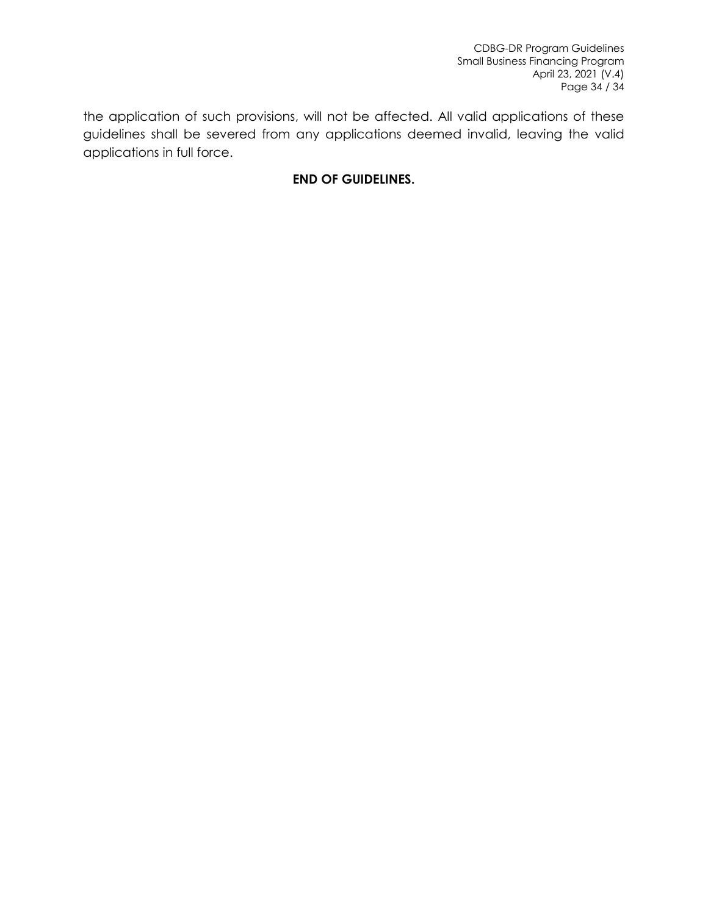the application of such provisions, will not be affected. All valid applications of these guidelines shall be severed from any applications deemed invalid, leaving the valid applications in full force.

**END OF GUIDELINES.**